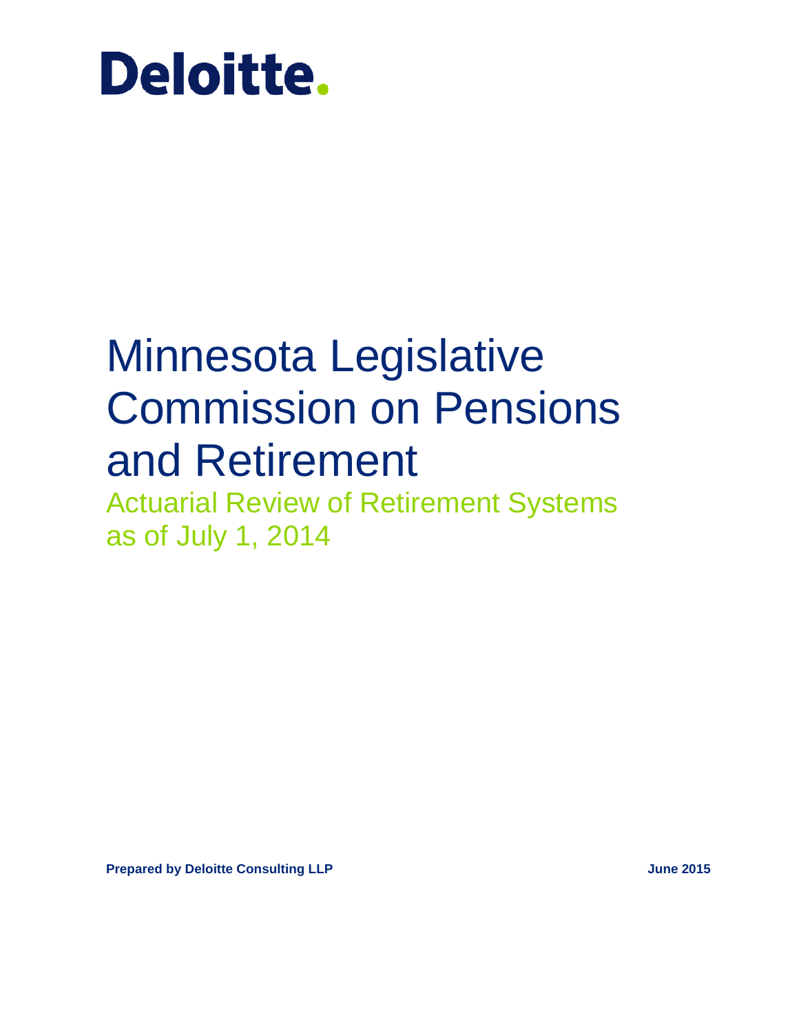Deloitte.

# Minnesota Legislative Commission on Pensions and Retirement

## Actuarial Review of Retirement Systems as of July 1, 2014

**Prepared by Deloitte Consulting LLP**

**June 2015**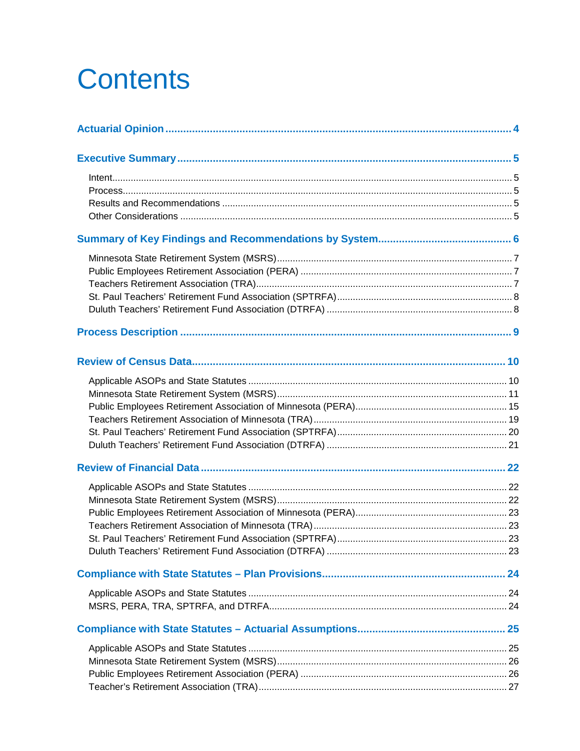# Contents

**Actual Opinion** ..... 4

**Executive Summary** ..... 5

- Intent ..... 5
- Process ..... 5
- Results and Recommendations ..... 5
- Other Considerations ..... 5

**Summary of Key Findings and Recommendations by System** ..... 6

- Minnesota State Retirement System (MSRS) ..... 7
- Public Employees Retirement Association (PERA) ..... 7
- Teachers Retirement Association (TRA) ..... 7
- St. Paul Teachers' Retirement Fund Association (SPTRFA) ..... 8
- Duluth Teachers' Retirement Fund Association (DTRFA) ..... 8

**Process Description** ..... 9

**Review of Census Data** ..... 10

- Applicable ASOPs and State Statutes ..... 10
- Minnesota State Retirement System (MSRS) ..... 11
- Public Employees Retirement Association of Minnesota (PERA) ..... 15
- Teachers Retirement Association of Minnesota (TRA) ..... 19
- St. Paul Teachers' Retirement Fund Association (SPTRFA) ..... 20
- Duluth Teachers' Retirement Fund Association (DTRFA) ..... 21

**Review of Financial Data** ..... 22

- Applicable ASOPs and State Statutes ..... 22
- Minnesota State Retirement System (MSRS) ..... 22
- Public Employees Retirement Association of Minnesota (PERA) ..... 23
- Teachers Retirement Association of Minnesota (TRA) ..... 23
- St. Paul Teachers' Retirement Fund Association (SPTRFA) ..... 23
- Duluth Teachers' Retirement Fund Association (DTRFA) ..... 23

**Compliance with State Statutes – Plan Provisions** ..... 24

- Applicable ASOPs and State Statutes ..... 24
- MSRS, PERA, TRA, SPTRFA, and DTRFA ..... 24

**Compliance with State Statutes – Actuarial Assumptions** ..... 25

- Applicable ASOPs and State Statutes ..... 25
- Minnesota State Retirement System (MSRS) ..... 26
- Public Employees Retirement Association (PERA) ..... 26
- Teacher's Retirement Association (TRA) ..... 27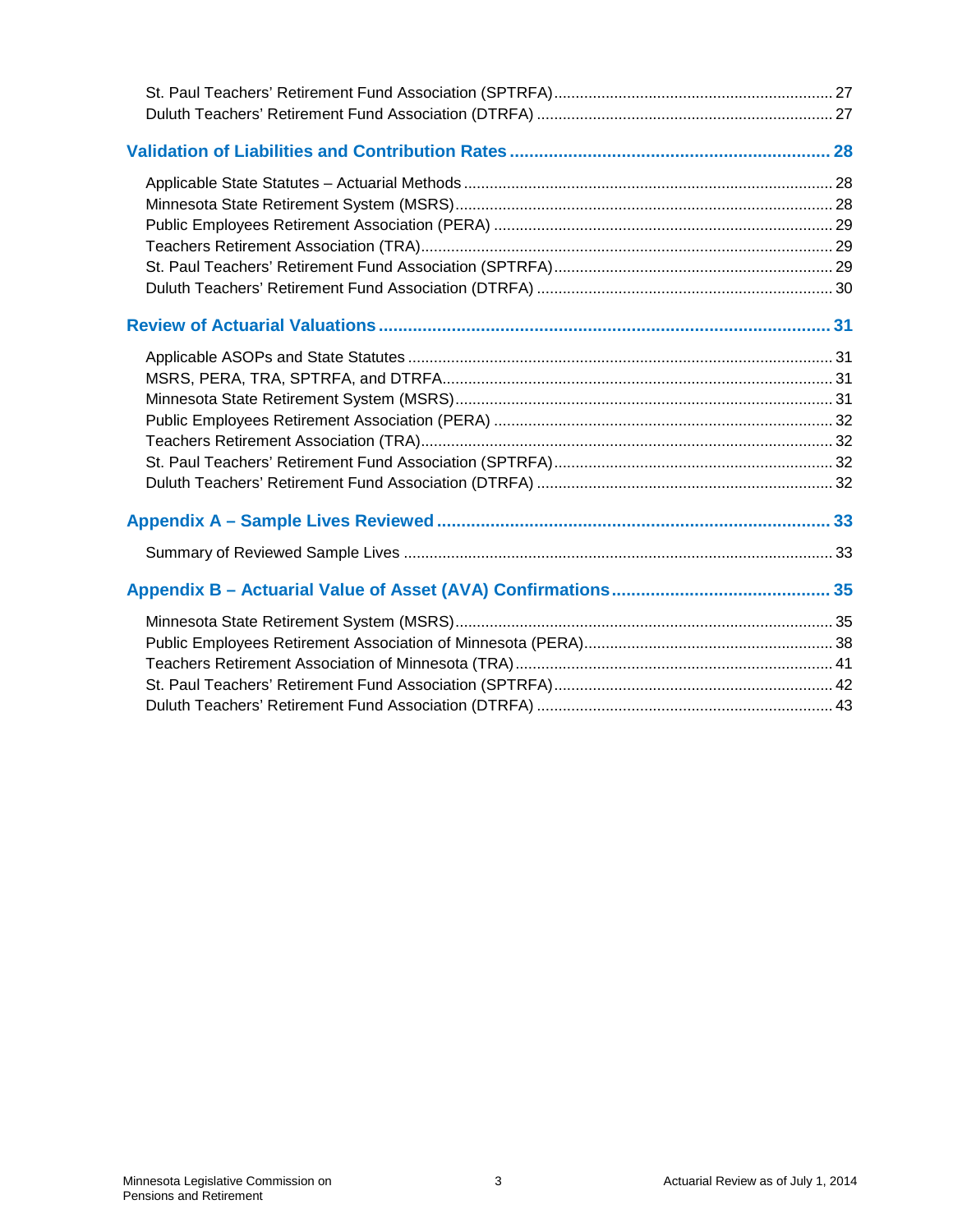St. Paul Teachers' Retirement Fund Association (SPTRFA) ........ 27
Duluth Teachers' Retirement Fund Association (DTRFA) ........ 27

**Validation of Liabilities and Contribution Rates ........ 28**

Applicable State Statutes – Actuarial Methods ........ 28
Minnesota State Retirement System (MSRS) ........ 28
Public Employees Retirement Association (PERA) ........ 29
Teachers Retirement Association (TRA) ........ 29
St. Paul Teachers' Retirement Fund Association (SPTRFA) ........ 29
Duluth Teachers' Retirement Fund Association (DTRFA) ........ 30

**Review of Actuarial Valuations ........ 31**

Applicable ASOPs and State Statutes ........ 31
MSRS, PERA, TRA, SPTRFA, and DTRFA ........ 31
Minnesota State Retirement System (MSRS) ........ 31
Public Employees Retirement Association (PERA) ........ 32
Teachers Retirement Association (TRA) ........ 32
St. Paul Teachers' Retirement Fund Association (SPTRFA) ........ 32
Duluth Teachers' Retirement Fund Association (DTRFA) ........ 32

**Appendix A – Sample Lives Reviewed ........ 33**

Summary of Reviewed Sample Lives ........ 33

**Appendix B – Actuarial Value of Asset (AVA) Confirmations ........ 35**

Minnesota State Retirement System (MSRS) ........ 35
Public Employees Retirement Association of Minnesota (PERA) ........ 38
Teachers Retirement Association of Minnesota (TRA) ........ 41
St. Paul Teachers' Retirement Fund Association (SPTRFA) ........ 42
Duluth Teachers' Retirement Fund Association (DTRFA) ........ 43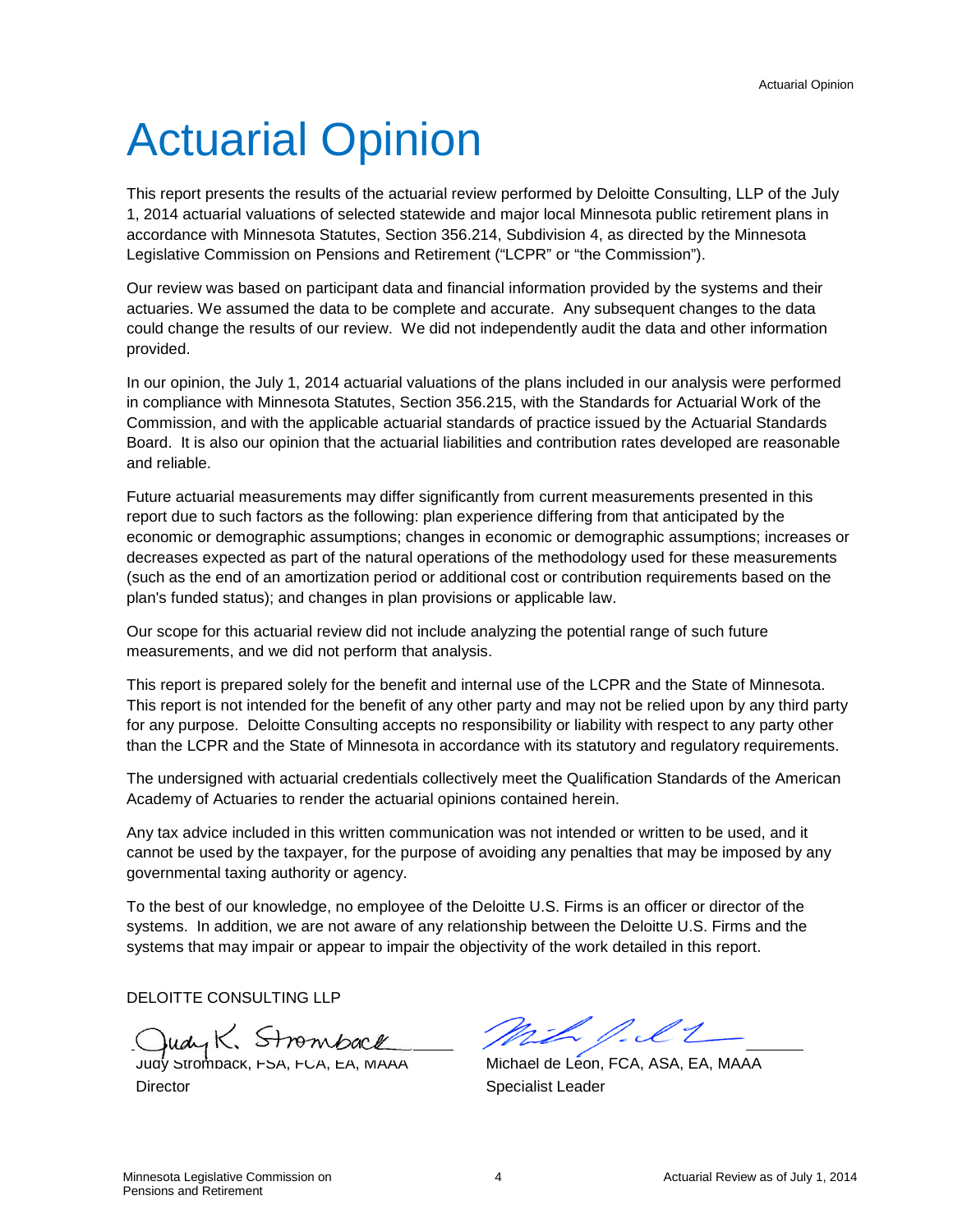# Actuarial Opinion

This report presents the results of the actuarial review performed by Deloitte Consulting, LLP of the July 1, 2014 actuarial valuations of selected statewide and major local Minnesota public retirement plans in accordance with Minnesota Statutes, Section 356.214, Subdivision 4, as directed by the Minnesota Legislative Commission on Pensions and Retirement ("LCPR" or "the Commission").

Our review was based on participant data and financial information provided by the systems and their actuaries. We assumed the data to be complete and accurate. Any subsequent changes to the data could change the results of our review. We did not independently audit the data and other information provided.

In our opinion, the July 1, 2014 actuarial valuations of the plans included in our analysis were performed in compliance with Minnesota Statutes, Section 356.215, with the Standards for Actuarial Work of the Commission, and with the applicable actuarial standards of practice issued by the Actuarial Standards Board. It is also our opinion that the actuarial liabilities and contribution rates developed are reasonable and reliable.

Future actuarial measurements may differ significantly from current measurements presented in this report due to such factors as the following: plan experience differing from that anticipated by the economic or demographic assumptions; changes in economic or demographic assumptions; increases or decreases expected as part of the natural operations of the methodology used for these measurements (such as the end of an amortization period or additional cost or contribution requirements based on the plan's funded status); and changes in plan provisions or applicable law.

Our scope for this actuarial review did not include analyzing the potential range of such future measurements, and we did not perform that analysis.

This report is prepared solely for the benefit and internal use of the LCPR and the State of Minnesota. This report is not intended for the benefit of any other party and may not be relied upon by any third party for any purpose. Deloitte Consulting accepts no responsibility or liability with respect to any party other than the LCPR and the State of Minnesota in accordance with its statutory and regulatory requirements.

The undersigned with actuarial credentials collectively meet the Qualification Standards of the American Academy of Actuaries to render the actuarial opinions contained herein.

Any tax advice included in this written communication was not intended or written to be used, and it cannot be used by the taxpayer, for the purpose of avoiding any penalties that may be imposed by any governmental taxing authority or agency.

To the best of our knowledge, no employee of the Deloitte U.S. Firms is an officer or director of the systems. In addition, we are not aware of any relationship between the Deloitte U.S. Firms and the systems that may impair or appear to impair the objectivity of the work detailed in this report.

DELOITTE CONSULTING LLP

Judy Stromback, FSA, FCA, EA, MAAA
Director

Michael de Léon, FCA, ASA, EA, MAAA
Specialist Leader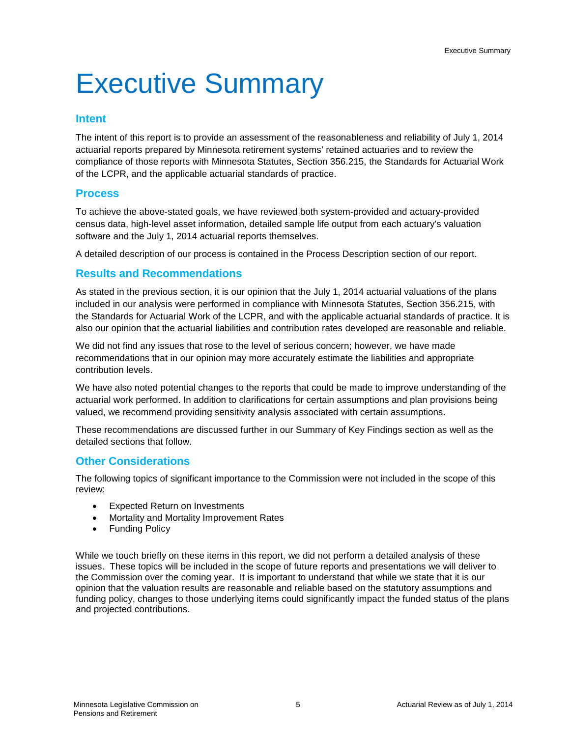# Executive Summary

## Intent

The intent of this report is to provide an assessment of the reasonableness and reliability of July 1, 2014 actuarial reports prepared by Minnesota retirement systems' retained actuaries and to review the compliance of those reports with Minnesota Statutes, Section 356.215, the Standards for Actuarial Work of the LCPR, and the applicable actuarial standards of practice.

## Process

To achieve the above-stated goals, we have reviewed both system-provided and actuary-provided census data, high-level asset information, detailed sample life output from each actuary's valuation software and the July 1, 2014 actuarial reports themselves.

A detailed description of our process is contained in the Process Description section of our report.

## Results and Recommendations

As stated in the previous section, it is our opinion that the July 1, 2014 actuarial valuations of the plans included in our analysis were performed in compliance with Minnesota Statutes, Section 356.215, with the Standards for Actuarial Work of the LCPR, and with the applicable actuarial standards of practice. It is also our opinion that the actuarial liabilities and contribution rates developed are reasonable and reliable.

We did not find any issues that rose to the level of serious concern; however, we have made recommendations that in our opinion may more accurately estimate the liabilities and appropriate contribution levels.

We have also noted potential changes to the reports that could be made to improve understanding of the actuarial work performed. In addition to clarifications for certain assumptions and plan provisions being valued, we recommend providing sensitivity analysis associated with certain assumptions.

These recommendations are discussed further in our Summary of Key Findings section as well as the detailed sections that follow.

## Other Considerations

The following topics of significant importance to the Commission were not included in the scope of this review:

- Expected Return on Investments
- Mortality and Mortality Improvement Rates
- Funding Policy

While we touch briefly on these items in this report, we did not perform a detailed analysis of these issues. These topics will be included in the scope of future reports and presentations we will deliver to the Commission over the coming year. It is important to understand that while we state that it is our opinion that the valuation results are reasonable and reliable based on the statutory assumptions and funding policy, changes to those underlying items could significantly impact the funded status of the plans and projected contributions.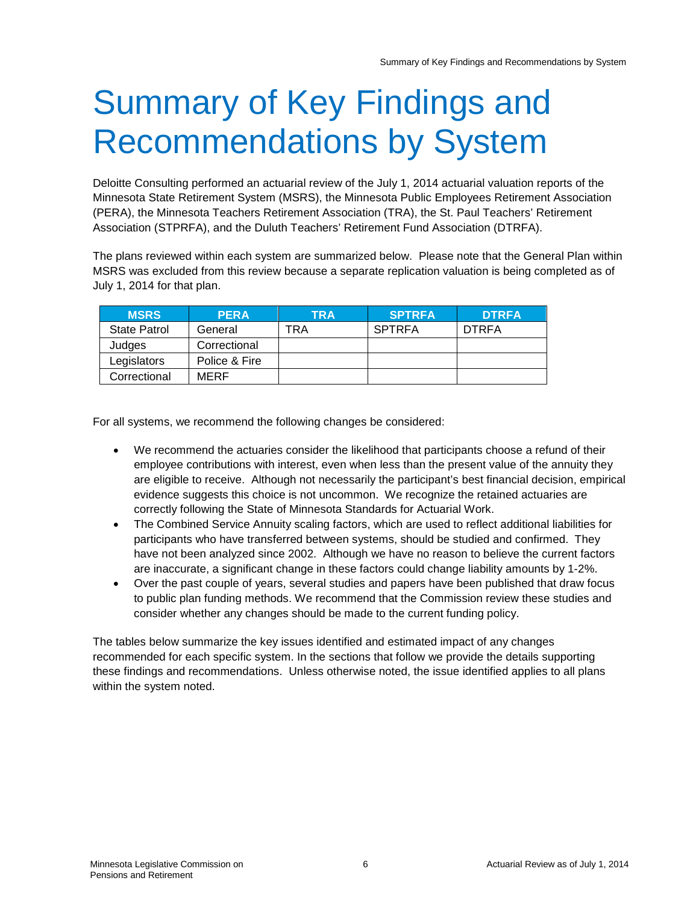# Summary of Key Findings and Recommendations by System

Deloitte Consulting performed an actuarial review of the July 1, 2014 actuarial valuation reports of the Minnesota State Retirement System (MSRS), the Minnesota Public Employees Retirement Association (PERA), the Minnesota Teachers Retirement Association (TRA), the St. Paul Teachers' Retirement Association (STPRFA), and the Duluth Teachers' Retirement Fund Association (DTRFA).

The plans reviewed within each system are summarized below. Please note that the General Plan within MSRS was excluded from this review because a separate replication valuation is being completed as of July 1, 2014 for that plan.

| MSRS | PERA | TRA | SPTRFA | DTRFA |
|---|---|---|---|---|
| State Patrol | General | TRA | SPTRFA | DTRFA |
| Judges | Correctional | | | |
| Legislators | Police & Fire | | | |
| Correctional | MERF | | | |

For all systems, we recommend the following changes be considered:

- We recommend the actuaries consider the likelihood that participants choose a refund of their employee contributions with interest, even when less than the present value of the annuity they are eligible to receive. Although not necessarily the participant's best financial decision, empirical evidence suggests this choice is not uncommon. We recognize the retained actuaries are correctly following the State of Minnesota Standards for Actuarial Work.
- The Combined Service Annuity scaling factors, which are used to reflect additional liabilities for participants who have transferred between systems, should be studied and confirmed. They have not been analyzed since 2002. Although we have no reason to believe the current factors are inaccurate, a significant change in these factors could change liability amounts by 1-2%.
- Over the past couple of years, several studies and papers have been published that draw focus to public plan funding methods. We recommend that the Commission review these studies and consider whether any changes should be made to the current funding policy.

The tables below summarize the key issues identified and estimated impact of any changes recommended for each specific system. In the sections that follow we provide the details supporting these findings and recommendations. Unless otherwise noted, the issue identified applies to all plans within the system noted.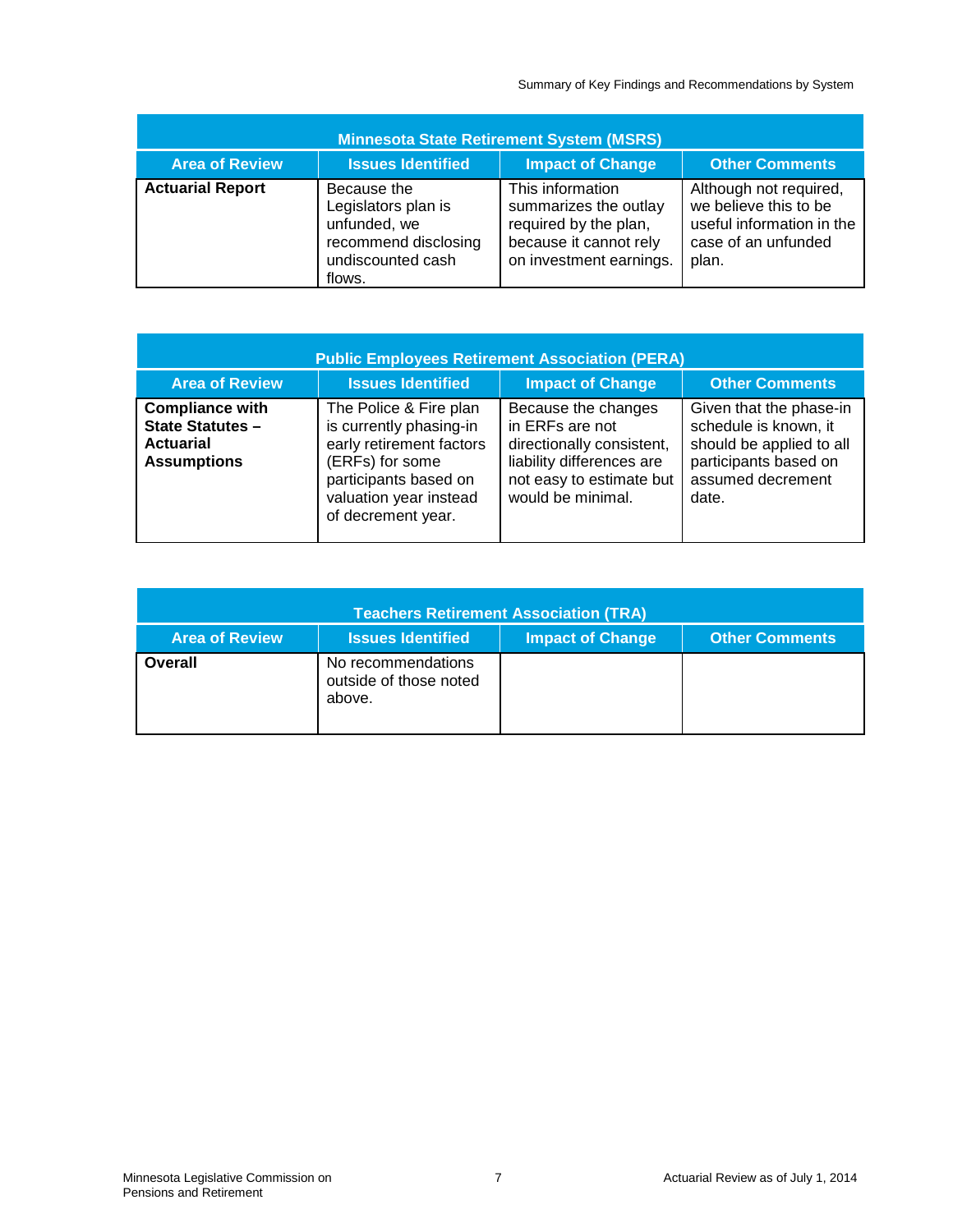| Minnesota State Retirement System (MSRS) | | | |
|---|---|---|---|
| **Area of Review** | **Issues Identified** | **Impact of Change** | **Other Comments** |
| **Actuarial Report** | Because the Legislators plan is unfunded, we recommend disclosing undiscounted cash flows. | This information summarizes the outlay required by the plan, because it cannot rely on investment earnings. | Although not required, we believe this to be useful information in the case of an unfunded plan. |

| Public Employees Retirement Association (PERA) | | | |
|---|---|---|---|
| **Area of Review** | **Issues Identified** | **Impact of Change** | **Other Comments** |
| **Compliance with State Statutes – Actuarial Assumptions** | The Police & Fire plan is currently phasing-in early retirement factors (ERFs) for some participants based on valuation year instead of decrement year. | Because the changes in ERFs are not directionally consistent, liability differences are not easy to estimate but would be minimal. | Given that the phase-in schedule is known, it should be applied to all participants based on assumed decrement date. |

| Teachers Retirement Association (TRA) | | | |
|---|---|---|---|
| **Area of Review** | **Issues Identified** | **Impact of Change** | **Other Comments** |
| **Overall** | No recommendations outside of those noted above. | | |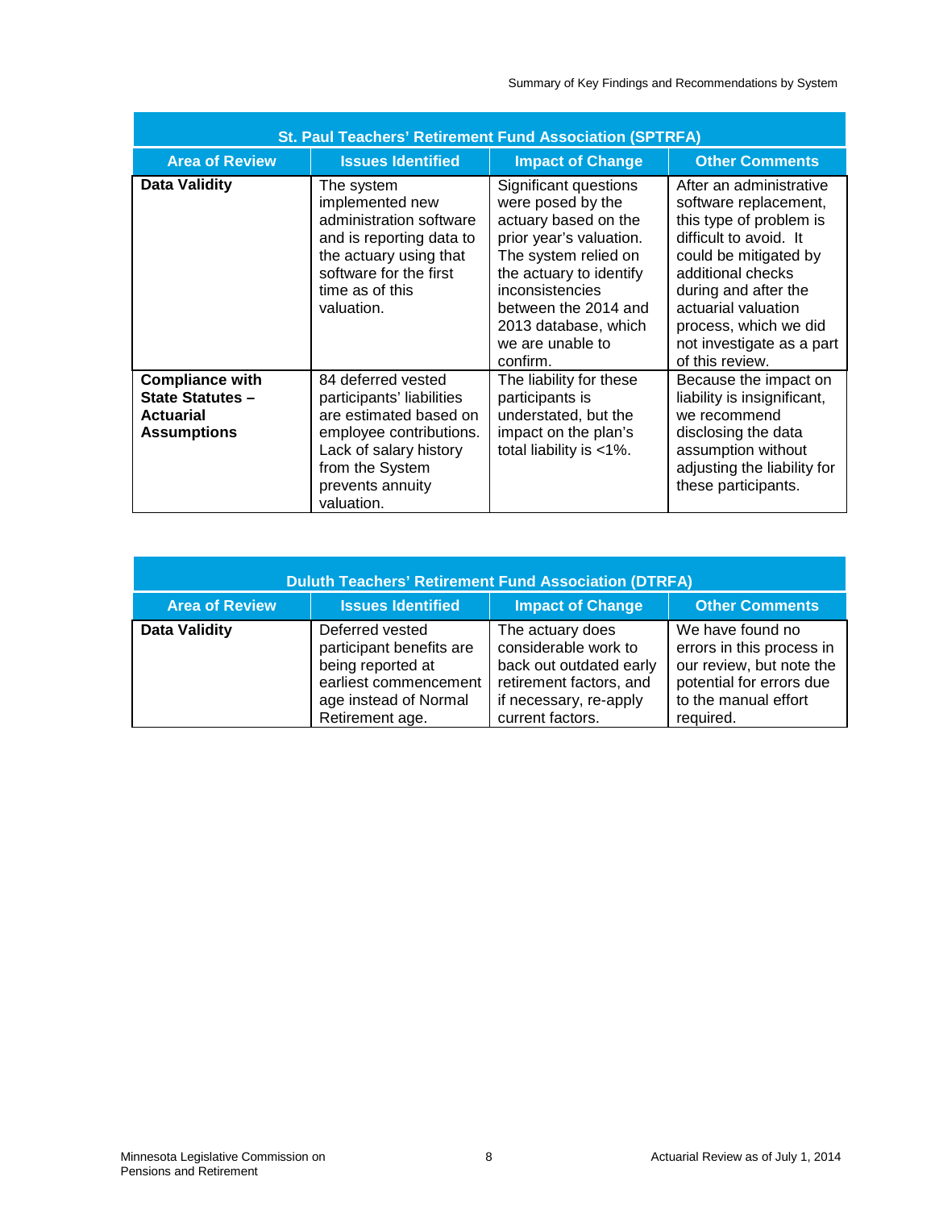| St. Paul Teachers' Retirement Fund Association (SPTRFA) | | | |
|---|---|---|---|
| **Area of Review** | **Issues Identified** | **Impact of Change** | **Other Comments** |
| **Data Validity** | The system implemented new administration software and is reporting data to the actuary using that software for the first time as of this valuation. | Significant questions were posed by the actuary based on the prior year's valuation. The system relied on the actuary to identify inconsistencies between the 2014 and 2013 database, which we are unable to confirm. | After an administrative software replacement, this type of problem is difficult to avoid. It could be mitigated by additional checks during and after the actuarial valuation process, which we did not investigate as a part of this review. |
| **Compliance with State Statutes – Actuarial Assumptions** | 84 deferred vested participants' liabilities are estimated based on employee contributions. Lack of salary history from the System prevents annuity valuation. | The liability for these participants is understated, but the impact on the plan's total liability is <1%. | Because the impact on liability is insignificant, we recommend disclosing the data assumption without adjusting the liability for these participants. |

| Duluth Teachers' Retirement Fund Association (DTRFA) | | | |
|---|---|---|---|
| **Area of Review** | **Issues Identified** | **Impact of Change** | **Other Comments** |
| **Data Validity** | Deferred vested participant benefits are being reported at earliest commencement age instead of Normal Retirement age. | The actuary does considerable work to back out outdated early retirement factors, and if necessary, re-apply current factors. | We have found no errors in this process in our review, but note the potential for errors due to the manual effort required. |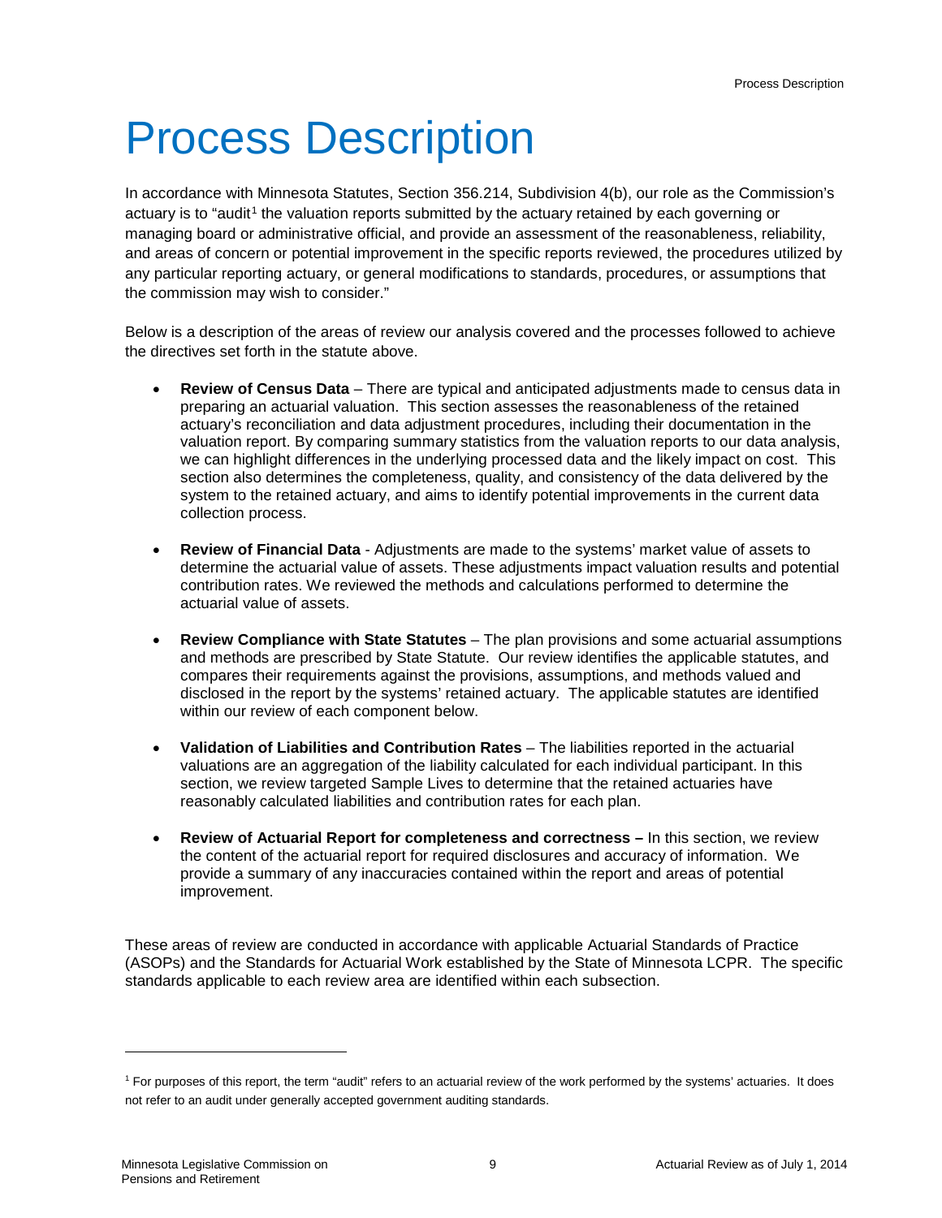# Process Description

In accordance with Minnesota Statutes, Section 356.214, Subdivision 4(b), our role as the Commission's actuary is to "audit[1] the valuation reports submitted by the actuary retained by each governing or managing board or administrative official, and provide an assessment of the reasonableness, reliability, and areas of concern or potential improvement in the specific reports reviewed, the procedures utilized by any particular reporting actuary, or general modifications to standards, procedures, or assumptions that the commission may wish to consider."

Below is a description of the areas of review our analysis covered and the processes followed to achieve the directives set forth in the statute above.

- **Review of Census Data** – There are typical and anticipated adjustments made to census data in preparing an actuarial valuation. This section assesses the reasonableness of the retained actuary's reconciliation and data adjustment procedures, including their documentation in the valuation report. By comparing summary statistics from the valuation reports to our data analysis, we can highlight differences in the underlying processed data and the likely impact on cost. This section also determines the completeness, quality, and consistency of the data delivered by the system to the retained actuary, and aims to identify potential improvements in the current data collection process.

- **Review of Financial Data** - Adjustments are made to the systems' market value of assets to determine the actuarial value of assets. These adjustments impact valuation results and potential contribution rates. We reviewed the methods and calculations performed to determine the actuarial value of assets.

- **Review Compliance with State Statutes** – The plan provisions and some actuarial assumptions and methods are prescribed by State Statute. Our review identifies the applicable statutes, and compares their requirements against the provisions, assumptions, and methods valued and disclosed in the report by the systems' retained actuary. The applicable statutes are identified within our review of each component below.

- **Validation of Liabilities and Contribution Rates** – The liabilities reported in the actuarial valuations are an aggregation of the liability calculated for each individual participant. In this section, we review targeted Sample Lives to determine that the retained actuaries have reasonably calculated liabilities and contribution rates for each plan.

- **Review of Actuarial Report for completeness and correctness –** In this section, we review the content of the actuarial report for required disclosures and accuracy of information. We provide a summary of any inaccuracies contained within the report and areas of potential improvement.

These areas of review are conducted in accordance with applicable Actuarial Standards of Practice (ASOPs) and the Standards for Actuarial Work established by the State of Minnesota LCPR. The specific standards applicable to each review area are identified within each subsection.

---

[1] For purposes of this report, the term "audit" refers to an actuarial review of the work performed by the systems' actuaries. It does not refer to an audit under generally accepted government auditing standards.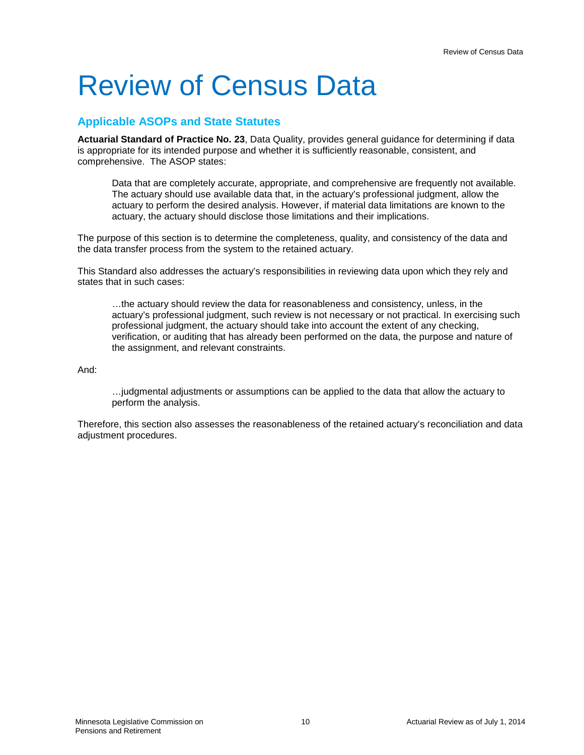# Review of Census Data

## Applicable ASOPs and State Statutes

**Actuarial Standard of Practice No. 23**, Data Quality, provides general guidance for determining if data is appropriate for its intended purpose and whether it is sufficiently reasonable, consistent, and comprehensive. The ASOP states:

> Data that are completely accurate, appropriate, and comprehensive are frequently not available. The actuary should use available data that, in the actuary's professional judgment, allow the actuary to perform the desired analysis. However, if material data limitations are known to the actuary, the actuary should disclose those limitations and their implications.

The purpose of this section is to determine the completeness, quality, and consistency of the data and the data transfer process from the system to the retained actuary.

This Standard also addresses the actuary's responsibilities in reviewing data upon which they rely and states that in such cases:

> …the actuary should review the data for reasonableness and consistency, unless, in the actuary's professional judgment, such review is not necessary or not practical. In exercising such professional judgment, the actuary should take into account the extent of any checking, verification, or auditing that has already been performed on the data, the purpose and nature of the assignment, and relevant constraints.

And:

> …judgmental adjustments or assumptions can be applied to the data that allow the actuary to perform the analysis.

Therefore, this section also assesses the reasonableness of the retained actuary's reconciliation and data adjustment procedures.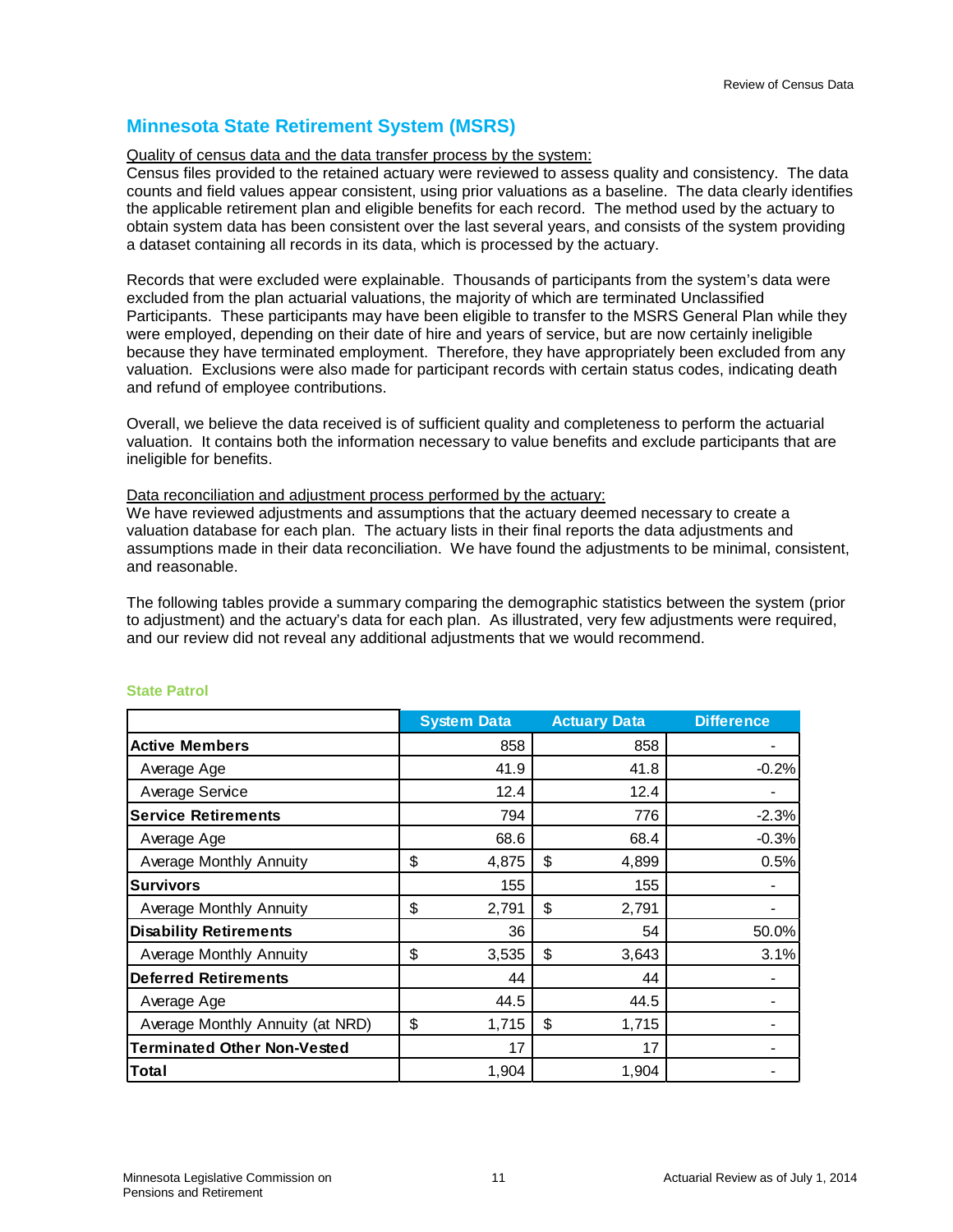## Minnesota State Retirement System (MSRS)

Quality of census data and the data transfer process by the system:

Census files provided to the retained actuary were reviewed to assess quality and consistency. The data counts and field values appear consistent, using prior valuations as a baseline. The data clearly identifies the applicable retirement plan and eligible benefits for each record. The method used by the actuary to obtain system data has been consistent over the last several years, and consists of the system providing a dataset containing all records in its data, which is processed by the actuary.

Records that were excluded were explainable. Thousands of participants from the system's data were excluded from the plan actuarial valuations, the majority of which are terminated Unclassified Participants. These participants may have been eligible to transfer to the MSRS General Plan while they were employed, depending on their date of hire and years of service, but are now certainly ineligible because they have terminated employment. Therefore, they have appropriately been excluded from any valuation. Exclusions were also made for participant records with certain status codes, indicating death and refund of employee contributions.

Overall, we believe the data received is of sufficient quality and completeness to perform the actuarial valuation. It contains both the information necessary to value benefits and exclude participants that are ineligible for benefits.

Data reconciliation and adjustment process performed by the actuary:

We have reviewed adjustments and assumptions that the actuary deemed necessary to create a valuation database for each plan. The actuary lists in their final reports the data adjustments and assumptions made in their data reconciliation. We have found the adjustments to be minimal, consistent, and reasonable.

The following tables provide a summary comparing the demographic statistics between the system (prior to adjustment) and the actuary's data for each plan. As illustrated, very few adjustments were required, and our review did not reveal any additional adjustments that we would recommend.

### State Patrol

| | System Data | Actuary Data | Difference |
|---|---|---|---|
| **Active Members** | 858 | 858 | - |
| Average Age | 41.9 | 41.8 | -0.2% |
| Average Service | 12.4 | 12.4 | - |
| **Service Retirements** | 794 | 776 | -2.3% |
| Average Age | 68.6 | 68.4 | -0.3% |
| Average Monthly Annuity | $ 4,875 | $ 4,899 | 0.5% |
| **Survivors** | 155 | 155 | - |
| Average Monthly Annuity | $ 2,791 | $ 2,791 | - |
| **Disability Retirements** | 36 | 54 | 50.0% |
| Average Monthly Annuity | $ 3,535 | $ 3,643 | 3.1% |
| **Deferred Retirements** | 44 | 44 | - |
| Average Age | 44.5 | 44.5 | - |
| Average Monthly Annuity (at NRD) | $ 1,715 | $ 1,715 | - |
| **Terminated Other Non-Vested** | 17 | 17 | - |
| **Total** | 1,904 | 1,904 | - |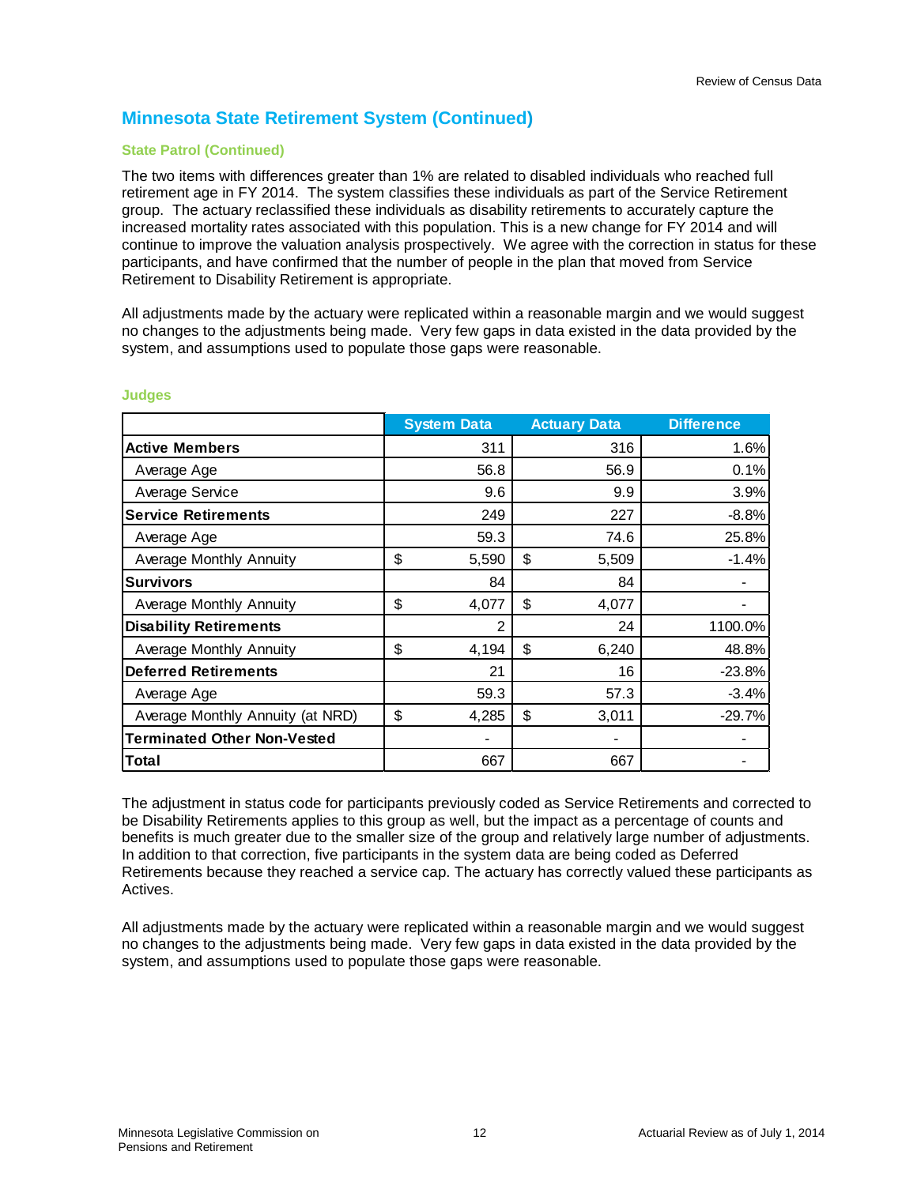## Minnesota State Retirement System (Continued)

### State Patrol (Continued)

The two items with differences greater than 1% are related to disabled individuals who reached full retirement age in FY 2014. The system classifies these individuals as part of the Service Retirement group. The actuary reclassified these individuals as disability retirements to accurately capture the increased mortality rates associated with this population. This is a new change for FY 2014 and will continue to improve the valuation analysis prospectively. We agree with the correction in status for these participants, and have confirmed that the number of people in the plan that moved from Service Retirement to Disability Retirement is appropriate.

All adjustments made by the actuary were replicated within a reasonable margin and we would suggest no changes to the adjustments being made. Very few gaps in data existed in the data provided by the system, and assumptions used to populate those gaps were reasonable.

### Judges

| | System Data | Actuary Data | Difference |
|---|---|---|---|
| **Active Members** | 311 | 316 | 1.6% |
| Average Age | 56.8 | 56.9 | 0.1% |
| Average Service | 9.6 | 9.9 | 3.9% |
| **Service Retirements** | 249 | 227 | -8.8% |
| Average Age | 59.3 | 74.6 | 25.8% |
| Average Monthly Annuity | $ 5,590 | $ 5,509 | -1.4% |
| **Survivors** | 84 | 84 | - |
| Average Monthly Annuity | $ 4,077 | $ 4,077 | - |
| **Disability Retirements** | 2 | 24 | 1100.0% |
| Average Monthly Annuity | $ 4,194 | $ 6,240 | 48.8% |
| **Deferred Retirements** | 21 | 16 | -23.8% |
| Average Age | 59.3 | 57.3 | -3.4% |
| Average Monthly Annuity (at NRD) | $ 4,285 | $ 3,011 | -29.7% |
| **Terminated Other Non-Vested** | - | - | - |
| **Total** | 667 | 667 | - |

The adjustment in status code for participants previously coded as Service Retirements and corrected to be Disability Retirements applies to this group as well, but the impact as a percentage of counts and benefits is much greater due to the smaller size of the group and relatively large number of adjustments. In addition to that correction, five participants in the system data are being coded as Deferred Retirements because they reached a service cap. The actuary has correctly valued these participants as Actives.

All adjustments made by the actuary were replicated within a reasonable margin and we would suggest no changes to the adjustments being made. Very few gaps in data existed in the data provided by the system, and assumptions used to populate those gaps were reasonable.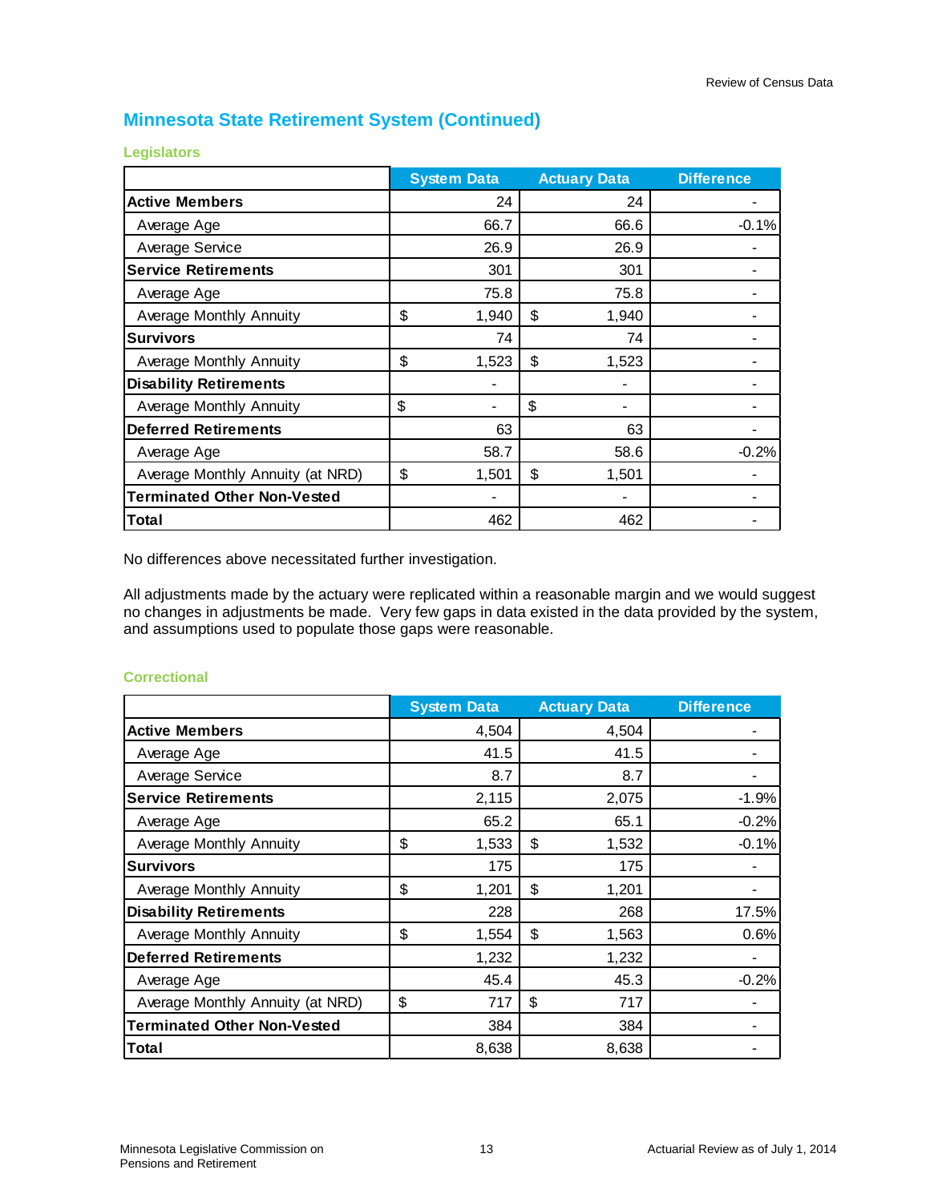## Minnesota State Retirement System (Continued)

### Legislators

| | System Data | Actuary Data | Difference |
|---|---|---|---|
| **Active Members** | 24 | 24 | - |
| Average Age | 66.7 | 66.6 | -0.1% |
| Average Service | 26.9 | 26.9 | - |
| **Service Retirements** | 301 | 301 | - |
| Average Age | 75.8 | 75.8 | - |
| Average Monthly Annuity | $ 1,940 | $ 1,940 | - |
| **Survivors** | 74 | 74 | - |
| Average Monthly Annuity | $ 1,523 | $ 1,523 | - |
| **Disability Retirements** | - | - | - |
| Average Monthly Annuity | $ - | $ - | - |
| **Deferred Retirements** | 63 | 63 | - |
| Average Age | 58.7 | 58.6 | -0.2% |
| Average Monthly Annuity (at NRD) | $ 1,501 | $ 1,501 | - |
| **Terminated Other Non-Vested** | - | - | - |
| **Total** | 462 | 462 | - |

No differences above necessitated further investigation.

All adjustments made by the actuary were replicated within a reasonable margin and we would suggest no changes in adjustments be made. Very few gaps in data existed in the data provided by the system, and assumptions used to populate those gaps were reasonable.

### Correctional

| | System Data | Actuary Data | Difference |
|---|---|---|---|
| **Active Members** | 4,504 | 4,504 | - |
| Average Age | 41.5 | 41.5 | - |
| Average Service | 8.7 | 8.7 | - |
| **Service Retirements** | 2,115 | 2,075 | -1.9% |
| Average Age | 65.2 | 65.1 | -0.2% |
| Average Monthly Annuity | $ 1,533 | $ 1,532 | -0.1% |
| **Survivors** | 175 | 175 | - |
| Average Monthly Annuity | $ 1,201 | $ 1,201 | - |
| **Disability Retirements** | 228 | 268 | 17.5% |
| Average Monthly Annuity | $ 1,554 | $ 1,563 | 0.6% |
| **Deferred Retirements** | 1,232 | 1,232 | - |
| Average Age | 45.4 | 45.3 | -0.2% |
| Average Monthly Annuity (at NRD) | $ 717 | $ 717 | - |
| **Terminated Other Non-Vested** | 384 | 384 | - |
| **Total** | 8,638 | 8,638 | - |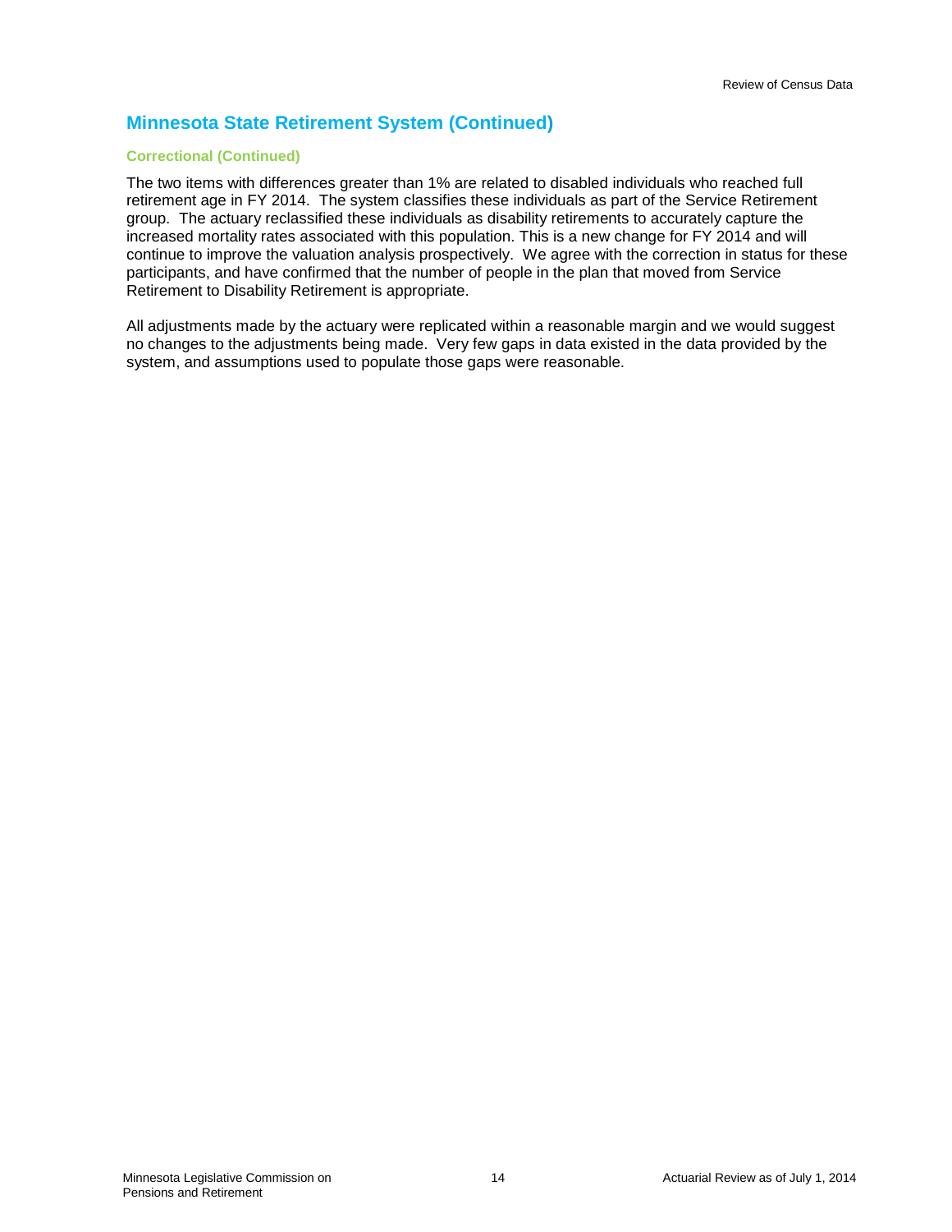## Minnesota State Retirement System (Continued)

### Correctional (Continued)

The two items with differences greater than 1% are related to disabled individuals who reached full retirement age in FY 2014. The system classifies these individuals as part of the Service Retirement group. The actuary reclassified these individuals as disability retirements to accurately capture the increased mortality rates associated with this population. This is a new change for FY 2014 and will continue to improve the valuation analysis prospectively. We agree with the correction in status for these participants, and have confirmed that the number of people in the plan that moved from Service Retirement to Disability Retirement is appropriate.

All adjustments made by the actuary were replicated within a reasonable margin and we would suggest no changes to the adjustments being made. Very few gaps in data existed in the data provided by the system, and assumptions used to populate those gaps were reasonable.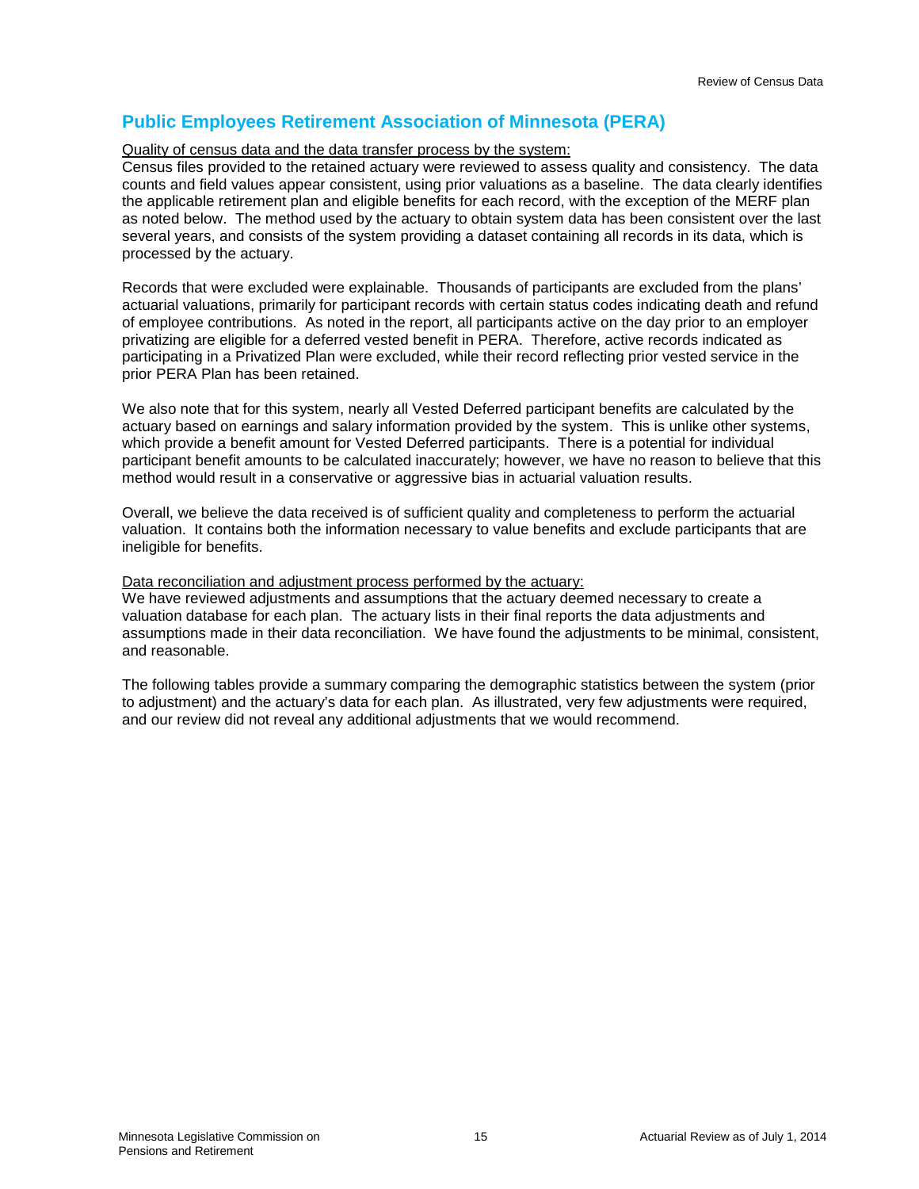## Public Employees Retirement Association of Minnesota (PERA)

<u>Quality of census data and the data transfer process by the system:</u>
Census files provided to the retained actuary were reviewed to assess quality and consistency. The data counts and field values appear consistent, using prior valuations as a baseline. The data clearly identifies the applicable retirement plan and eligible benefits for each record, with the exception of the MERF plan as noted below. The method used by the actuary to obtain system data has been consistent over the last several years, and consists of the system providing a dataset containing all records in its data, which is processed by the actuary.

Records that were excluded were explainable. Thousands of participants are excluded from the plans' actuarial valuations, primarily for participant records with certain status codes indicating death and refund of employee contributions. As noted in the report, all participants active on the day prior to an employer privatizing are eligible for a deferred vested benefit in PERA. Therefore, active records indicated as participating in a Privatized Plan were excluded, while their record reflecting prior vested service in the prior PERA Plan has been retained.

We also note that for this system, nearly all Vested Deferred participant benefits are calculated by the actuary based on earnings and salary information provided by the system. This is unlike other systems, which provide a benefit amount for Vested Deferred participants. There is a potential for individual participant benefit amounts to be calculated inaccurately; however, we have no reason to believe that this method would result in a conservative or aggressive bias in actuarial valuation results.

Overall, we believe the data received is of sufficient quality and completeness to perform the actuarial valuation. It contains both the information necessary to value benefits and exclude participants that are ineligible for benefits.

<u>Data reconciliation and adjustment process performed by the actuary:</u>
We have reviewed adjustments and assumptions that the actuary deemed necessary to create a valuation database for each plan. The actuary lists in their final reports the data adjustments and assumptions made in their data reconciliation. We have found the adjustments to be minimal, consistent, and reasonable.

The following tables provide a summary comparing the demographic statistics between the system (prior to adjustment) and the actuary's data for each plan. As illustrated, very few adjustments were required, and our review did not reveal any additional adjustments that we would recommend.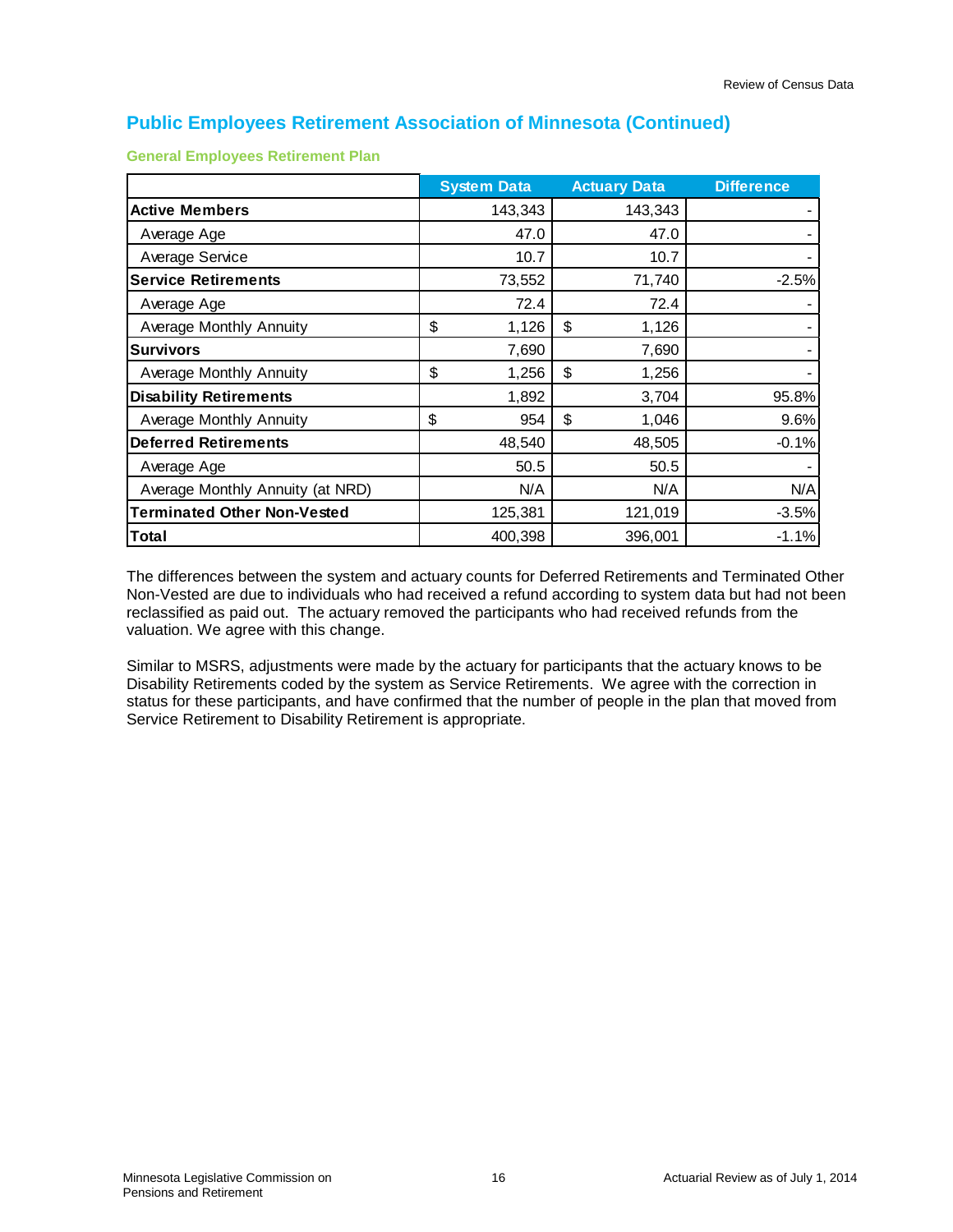## Public Employees Retirement Association of Minnesota (Continued)

### General Employees Retirement Plan

| | System Data | Actuary Data | Difference |
|---|---|---|---|
| **Active Members** | 143,343 | 143,343 | - |
| Average Age | 47.0 | 47.0 | - |
| Average Service | 10.7 | 10.7 | - |
| **Service Retirements** | 73,552 | 71,740 | -2.5% |
| Average Age | 72.4 | 72.4 | - |
| Average Monthly Annuity | $ 1,126 | $ 1,126 | - |
| **Survivors** | 7,690 | 7,690 | - |
| Average Monthly Annuity | $ 1,256 | $ 1,256 | - |
| **Disability Retirements** | 1,892 | 3,704 | 95.8% |
| Average Monthly Annuity | $ 954 | $ 1,046 | 9.6% |
| **Deferred Retirements** | 48,540 | 48,505 | -0.1% |
| Average Age | 50.5 | 50.5 | - |
| Average Monthly Annuity (at NRD) | N/A | N/A | N/A |
| **Terminated Other Non-Vested** | 125,381 | 121,019 | -3.5% |
| **Total** | 400,398 | 396,001 | -1.1% |

The differences between the system and actuary counts for Deferred Retirements and Terminated Other Non-Vested are due to individuals who had received a refund according to system data but had not been reclassified as paid out. The actuary removed the participants who had received refunds from the valuation. We agree with this change.

Similar to MSRS, adjustments were made by the actuary for participants that the actuary knows to be Disability Retirements coded by the system as Service Retirements. We agree with the correction in status for these participants, and have confirmed that the number of people in the plan that moved from Service Retirement to Disability Retirement is appropriate.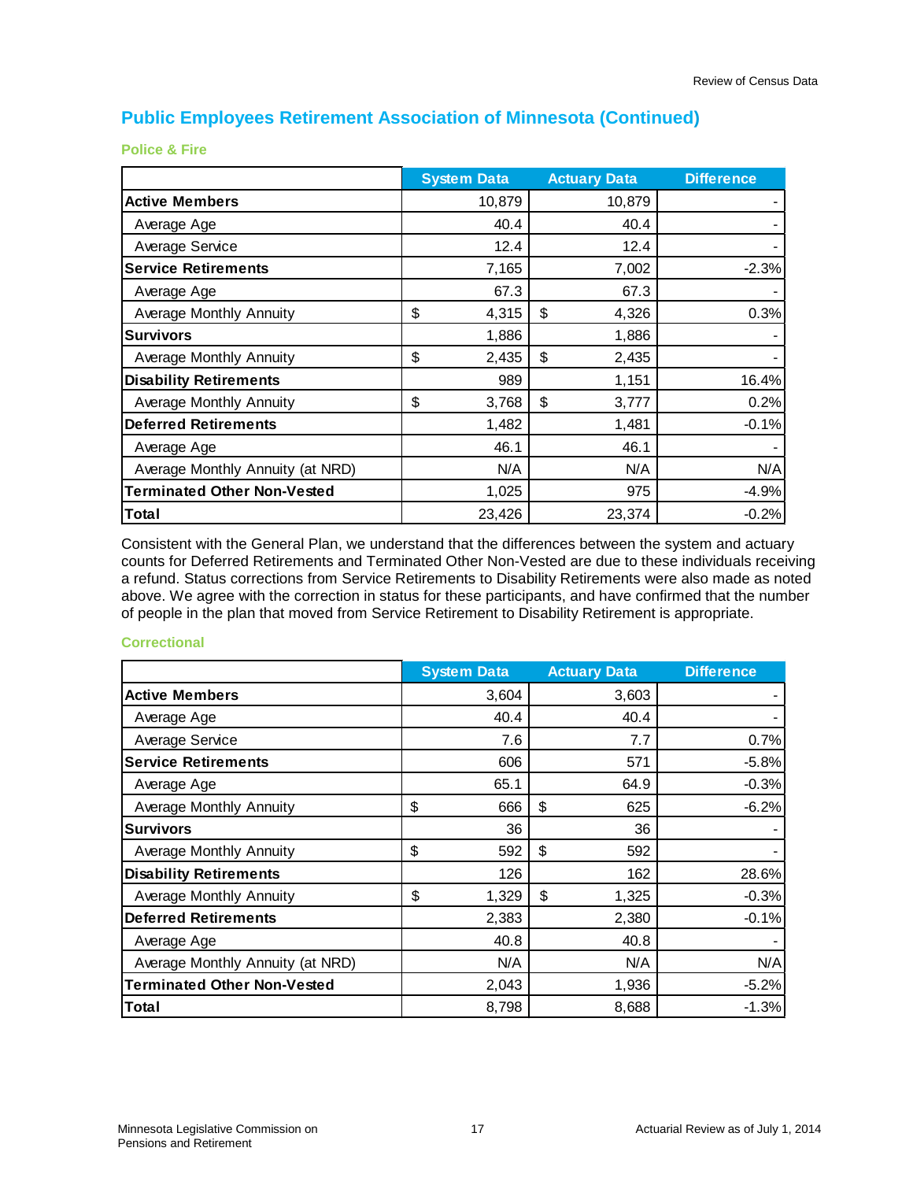## Public Employees Retirement Association of Minnesota (Continued)

### Police & Fire

| | System Data | Actuary Data | Difference |
|---|---|---|---|
| **Active Members** | 10,879 | 10,879 | - |
| Average Age | 40.4 | 40.4 | - |
| Average Service | 12.4 | 12.4 | - |
| **Service Retirements** | 7,165 | 7,002 | -2.3% |
| Average Age | 67.3 | 67.3 | - |
| Average Monthly Annuity | $ 4,315 | $ 4,326 | 0.3% |
| **Survivors** | 1,886 | 1,886 | - |
| Average Monthly Annuity | $ 2,435 | $ 2,435 | - |
| **Disability Retirements** | 989 | 1,151 | 16.4% |
| Average Monthly Annuity | $ 3,768 | $ 3,777 | 0.2% |
| **Deferred Retirements** | 1,482 | 1,481 | -0.1% |
| Average Age | 46.1 | 46.1 | - |
| Average Monthly Annuity (at NRD) | N/A | N/A | N/A |
| **Terminated Other Non-Vested** | 1,025 | 975 | -4.9% |
| **Total** | 23,426 | 23,374 | -0.2% |

Consistent with the General Plan, we understand that the differences between the system and actuary counts for Deferred Retirements and Terminated Other Non-Vested are due to these individuals receiving a refund. Status corrections from Service Retirements to Disability Retirements were also made as noted above. We agree with the correction in status for these participants, and have confirmed that the number of people in the plan that moved from Service Retirement to Disability Retirement is appropriate.

### Correctional

| | System Data | Actuary Data | Difference |
|---|---|---|---|
| **Active Members** | 3,604 | 3,603 | - |
| Average Age | 40.4 | 40.4 | - |
| Average Service | 7.6 | 7.7 | 0.7% |
| **Service Retirements** | 606 | 571 | -5.8% |
| Average Age | 65.1 | 64.9 | -0.3% |
| Average Monthly Annuity | $ 666 | $ 625 | -6.2% |
| **Survivors** | 36 | 36 | - |
| Average Monthly Annuity | $ 592 | $ 592 | - |
| **Disability Retirements** | 126 | 162 | 28.6% |
| Average Monthly Annuity | $ 1,329 | $ 1,325 | -0.3% |
| **Deferred Retirements** | 2,383 | 2,380 | -0.1% |
| Average Age | 40.8 | 40.8 | - |
| Average Monthly Annuity (at NRD) | N/A | N/A | N/A |
| **Terminated Other Non-Vested** | 2,043 | 1,936 | -5.2% |
| **Total** | 8,798 | 8,688 | -1.3% |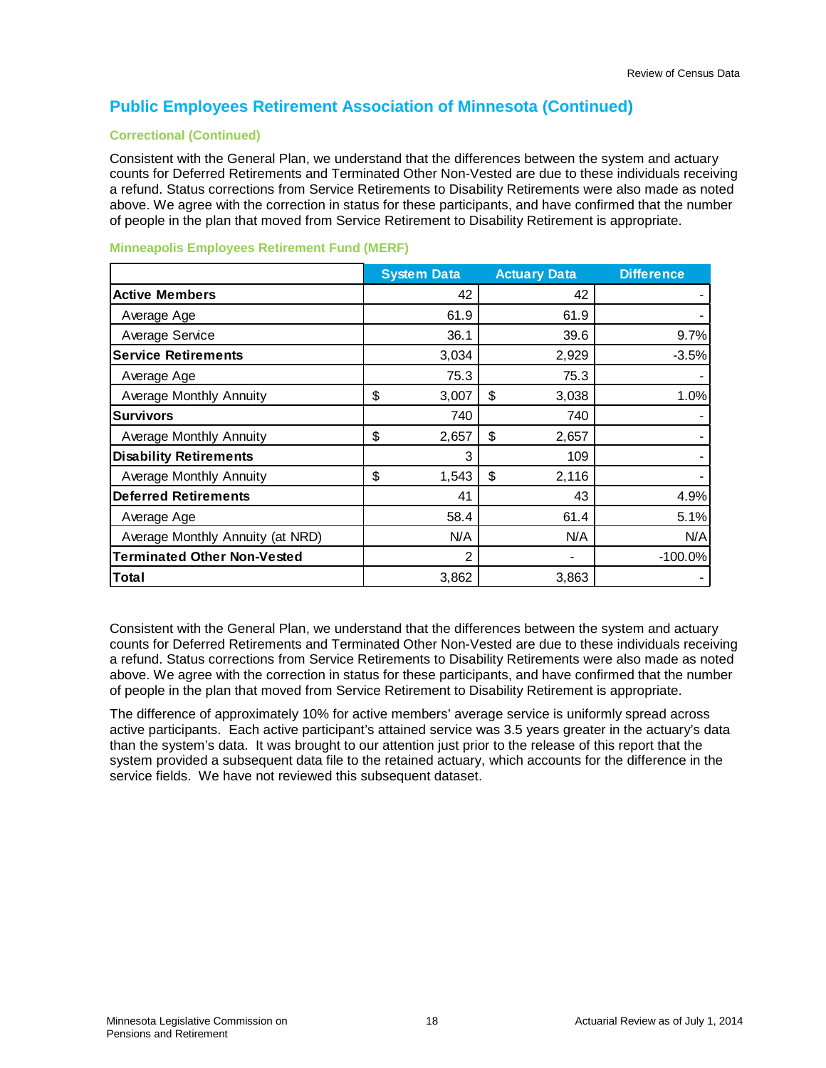## Public Employees Retirement Association of Minnesota (Continued)

### Correctional (Continued)

Consistent with the General Plan, we understand that the differences between the system and actuary counts for Deferred Retirements and Terminated Other Non-Vested are due to these individuals receiving a refund. Status corrections from Service Retirements to Disability Retirements were also made as noted above. We agree with the correction in status for these participants, and have confirmed that the number of people in the plan that moved from Service Retirement to Disability Retirement is appropriate.

### Minneapolis Employees Retirement Fund (MERF)

| | System Data | Actuary Data | Difference |
|---|---|---|---|
| **Active Members** | 42 | 42 | - |
| Average Age | 61.9 | 61.9 | - |
| Average Service | 36.1 | 39.6 | 9.7% |
| **Service Retirements** | 3,034 | 2,929 | -3.5% |
| Average Age | 75.3 | 75.3 | - |
| Average Monthly Annuity | $ 3,007 | $ 3,038 | 1.0% |
| **Survivors** | 740 | 740 | - |
| Average Monthly Annuity | $ 2,657 | $ 2,657 | - |
| **Disability Retirements** | 3 | 109 | - |
| Average Monthly Annuity | $ 1,543 | $ 2,116 | - |
| **Deferred Retirements** | 41 | 43 | 4.9% |
| Average Age | 58.4 | 61.4 | 5.1% |
| Average Monthly Annuity (at NRD) | N/A | N/A | N/A |
| **Terminated Other Non-Vested** | 2 | - | -100.0% |
| **Total** | 3,862 | 3,863 | - |

Consistent with the General Plan, we understand that the differences between the system and actuary counts for Deferred Retirements and Terminated Other Non-Vested are due to these individuals receiving a refund. Status corrections from Service Retirements to Disability Retirements were also made as noted above. We agree with the correction in status for these participants, and have confirmed that the number of people in the plan that moved from Service Retirement to Disability Retirement is appropriate.

The difference of approximately 10% for active members' average service is uniformly spread across active participants. Each active participant's attained service was 3.5 years greater in the actuary's data than the system's data. It was brought to our attention just prior to the release of this report that the system provided a subsequent data file to the retained actuary, which accounts for the difference in the service fields. We have not reviewed this subsequent dataset.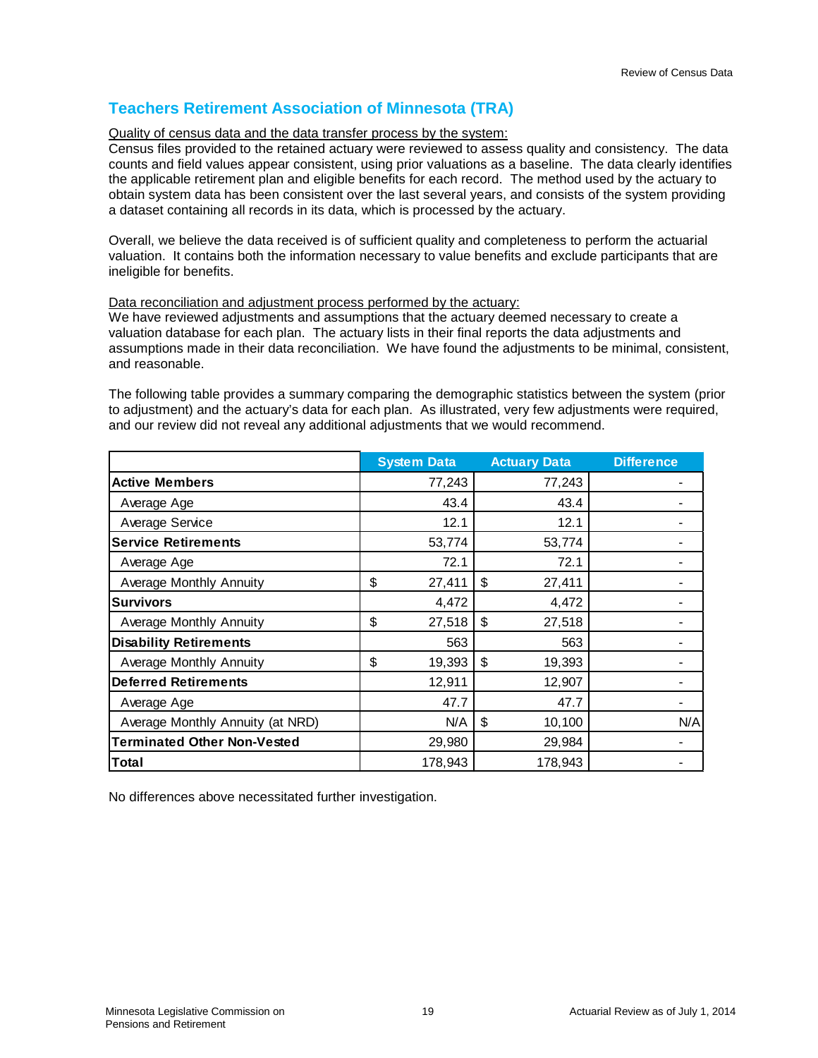## Teachers Retirement Association of Minnesota (TRA)

Quality of census data and the data transfer process by the system:

Census files provided to the retained actuary were reviewed to assess quality and consistency. The data counts and field values appear consistent, using prior valuations as a baseline. The data clearly identifies the applicable retirement plan and eligible benefits for each record. The method used by the actuary to obtain system data has been consistent over the last several years, and consists of the system providing a dataset containing all records in its data, which is processed by the actuary.

Overall, we believe the data received is of sufficient quality and completeness to perform the actuarial valuation. It contains both the information necessary to value benefits and exclude participants that are ineligible for benefits.

Data reconciliation and adjustment process performed by the actuary:

We have reviewed adjustments and assumptions that the actuary deemed necessary to create a valuation database for each plan. The actuary lists in their final reports the data adjustments and assumptions made in their data reconciliation. We have found the adjustments to be minimal, consistent, and reasonable.

The following table provides a summary comparing the demographic statistics between the system (prior to adjustment) and the actuary's data for each plan. As illustrated, very few adjustments were required, and our review did not reveal any additional adjustments that we would recommend.

| | System Data | Actuary Data | Difference |
|---|---|---|---|
| **Active Members** | 77,243 | 77,243 | - |
| Average Age | 43.4 | 43.4 | - |
| Average Service | 12.1 | 12.1 | - |
| **Service Retirements** | 53,774 | 53,774 | - |
| Average Age | 72.1 | 72.1 | - |
| Average Monthly Annuity | $ 27,411 | $ 27,411 | - |
| **Survivors** | 4,472 | 4,472 | - |
| Average Monthly Annuity | $ 27,518 | $ 27,518 | - |
| **Disability Retirements** | 563 | 563 | - |
| Average Monthly Annuity | $ 19,393 | $ 19,393 | - |
| **Deferred Retirements** | 12,911 | 12,907 | - |
| Average Age | 47.7 | 47.7 | - |
| Average Monthly Annuity (at NRD) | N/A | $ 10,100 | N/A |
| **Terminated Other Non-Vested** | 29,980 | 29,984 | - |
| **Total** | 178,943 | 178,943 | - |

No differences above necessitated further investigation.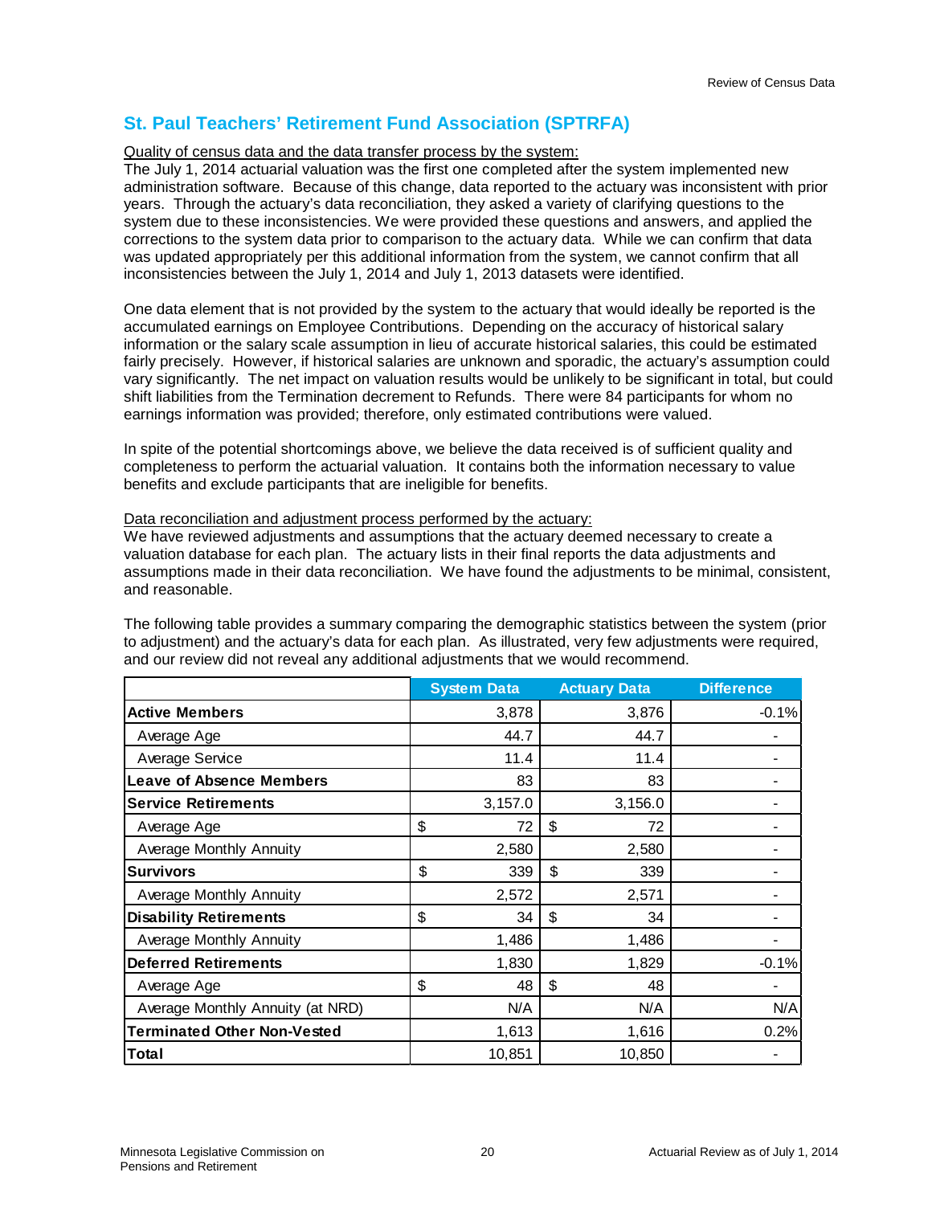## St. Paul Teachers' Retirement Fund Association (SPTRFA)

Quality of census data and the data transfer process by the system:

The July 1, 2014 actuarial valuation was the first one completed after the system implemented new administration software. Because of this change, data reported to the actuary was inconsistent with prior years. Through the actuary's data reconciliation, they asked a variety of clarifying questions to the system due to these inconsistencies. We were provided these questions and answers, and applied the corrections to the system data prior to comparison to the actuary data. While we can confirm that data was updated appropriately per this additional information from the system, we cannot confirm that all inconsistencies between the July 1, 2014 and July 1, 2013 datasets were identified.

One data element that is not provided by the system to the actuary that would ideally be reported is the accumulated earnings on Employee Contributions. Depending on the accuracy of historical salary information or the salary scale assumption in lieu of accurate historical salaries, this could be estimated fairly precisely. However, if historical salaries are unknown and sporadic, the actuary's assumption could vary significantly. The net impact on valuation results would be unlikely to be significant in total, but could shift liabilities from the Termination decrement to Refunds. There were 84 participants for whom no earnings information was provided; therefore, only estimated contributions were valued.

In spite of the potential shortcomings above, we believe the data received is of sufficient quality and completeness to perform the actuarial valuation. It contains both the information necessary to value benefits and exclude participants that are ineligible for benefits.

Data reconciliation and adjustment process performed by the actuary:

We have reviewed adjustments and assumptions that the actuary deemed necessary to create a valuation database for each plan. The actuary lists in their final reports the data adjustments and assumptions made in their data reconciliation. We have found the adjustments to be minimal, consistent, and reasonable.

The following table provides a summary comparing the demographic statistics between the system (prior to adjustment) and the actuary's data for each plan. As illustrated, very few adjustments were required, and our review did not reveal any additional adjustments that we would recommend.

| | System Data | Actuary Data | Difference |
|---|---|---|---|
| **Active Members** | 3,878 | 3,876 | -0.1% |
| Average Age | 44.7 | 44.7 | - |
| Average Service | 11.4 | 11.4 | - |
| **Leave of Absence Members** | 83 | 83 | - |
| **Service Retirements** | 3,157.0 | 3,156.0 | - |
| Average Age | $ 72 | $ 72 | - |
| Average Monthly Annuity | 2,580 | 2,580 | - |
| **Survivors** | $ 339 | $ 339 | - |
| Average Monthly Annuity | 2,572 | 2,571 | - |
| **Disability Retirements** | $ 34 | $ 34 | - |
| Average Monthly Annuity | 1,486 | 1,486 | - |
| **Deferred Retirements** | 1,830 | 1,829 | -0.1% |
| Average Age | $ 48 | $ 48 | - |
| Average Monthly Annuity (at NRD) | N/A | N/A | N/A |
| **Terminated Other Non-Vested** | 1,613 | 1,616 | 0.2% |
| **Total** | 10,851 | 10,850 | - |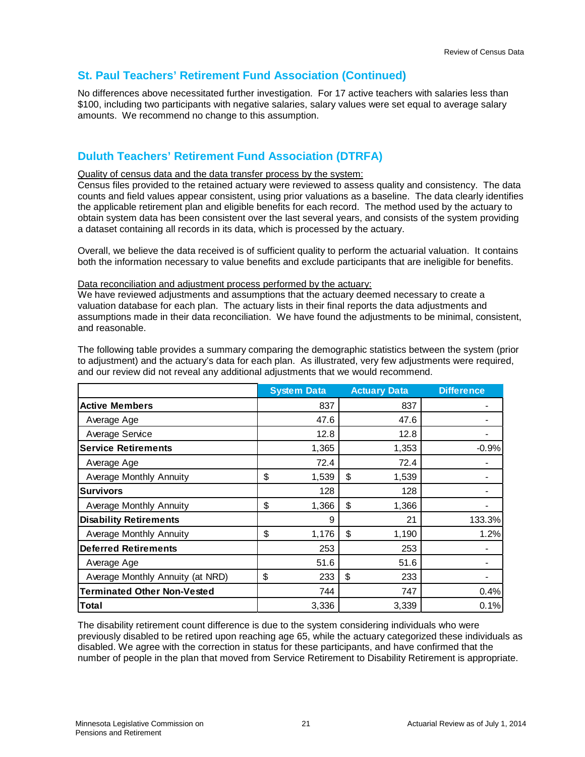## St. Paul Teachers' Retirement Fund Association (Continued)

No differences above necessitated further investigation. For 17 active teachers with salaries less than $100, including two participants with negative salaries, salary values were set equal to average salary amounts. We recommend no change to this assumption.

## Duluth Teachers' Retirement Fund Association (DTRFA)

Quality of census data and the data transfer process by the system:

Census files provided to the retained actuary were reviewed to assess quality and consistency. The data counts and field values appear consistent, using prior valuations as a baseline. The data clearly identifies the applicable retirement plan and eligible benefits for each record. The method used by the actuary to obtain system data has been consistent over the last several years, and consists of the system providing a dataset containing all records in its data, which is processed by the actuary.

Overall, we believe the data received is of sufficient quality to perform the actuarial valuation. It contains both the information necessary to value benefits and exclude participants that are ineligible for benefits.

Data reconciliation and adjustment process performed by the actuary:

We have reviewed adjustments and assumptions that the actuary deemed necessary to create a valuation database for each plan. The actuary lists in their final reports the data adjustments and assumptions made in their data reconciliation. We have found the adjustments to be minimal, consistent, and reasonable.

The following table provides a summary comparing the demographic statistics between the system (prior to adjustment) and the actuary's data for each plan. As illustrated, very few adjustments were required, and our review did not reveal any additional adjustments that we would recommend.

| | System Data | Actuary Data | Difference |
|---|---|---|---|
| **Active Members** | 837 | 837 | - |
| Average Age | 47.6 | 47.6 | - |
| Average Service | 12.8 | 12.8 | - |
| **Service Retirements** | 1,365 | 1,353 | -0.9% |
| Average Age | 72.4 | 72.4 | - |
| Average Monthly Annuity | $ 1,539 | $ 1,539 | - |
| **Survivors** | 128 | 128 | - |
| Average Monthly Annuity | $ 1,366 | $ 1,366 | - |
| **Disability Retirements** | 9 | 21 | 133.3% |
| Average Monthly Annuity | $ 1,176 | $ 1,190 | 1.2% |
| **Deferred Retirements** | 253 | 253 | - |
| Average Age | 51.6 | 51.6 | - |
| Average Monthly Annuity (at NRD) | $ 233 | $ 233 | - |
| **Terminated Other Non-Vested** | 744 | 747 | 0.4% |
| **Total** | 3,336 | 3,339 | 0.1% |

The disability retirement count difference is due to the system considering individuals who were previously disabled to be retired upon reaching age 65, while the actuary categorized these individuals as disabled. We agree with the correction in status for these participants, and have confirmed that the number of people in the plan that moved from Service Retirement to Disability Retirement is appropriate.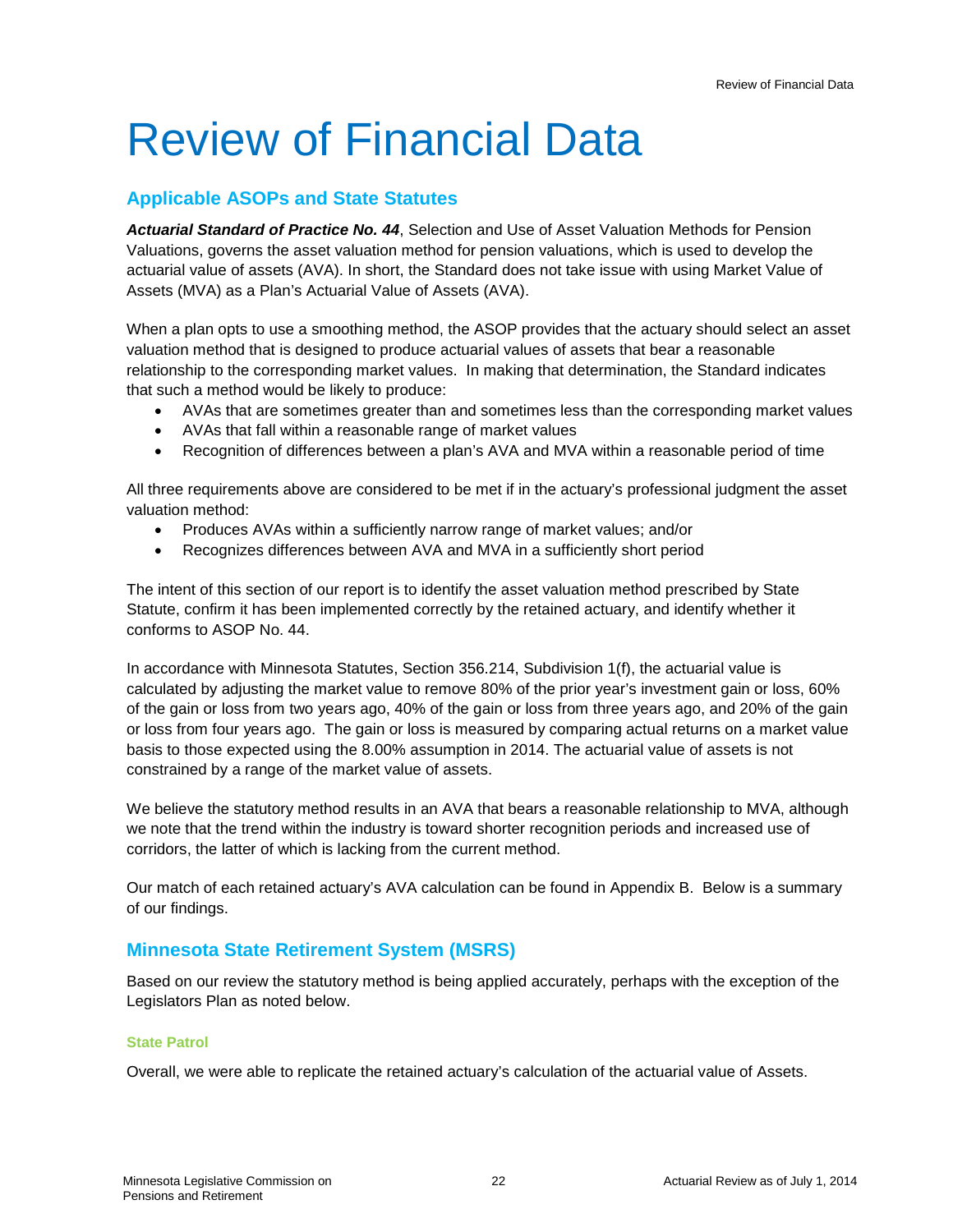# Review of Financial Data

## Applicable ASOPs and State Statutes

***Actuarial Standard of Practice No. 44***, Selection and Use of Asset Valuation Methods for Pension Valuations, governs the asset valuation method for pension valuations, which is used to develop the actuarial value of assets (AVA). In short, the Standard does not take issue with using Market Value of Assets (MVA) as a Plan's Actuarial Value of Assets (AVA).

When a plan opts to use a smoothing method, the ASOP provides that the actuary should select an asset valuation method that is designed to produce actuarial values of assets that bear a reasonable relationship to the corresponding market values. In making that determination, the Standard indicates that such a method would be likely to produce:

- AVAs that are sometimes greater than and sometimes less than the corresponding market values
- AVAs that fall within a reasonable range of market values
- Recognition of differences between a plan's AVA and MVA within a reasonable period of time

All three requirements above are considered to be met if in the actuary's professional judgment the asset valuation method:

- Produces AVAs within a sufficiently narrow range of market values; and/or
- Recognizes differences between AVA and MVA in a sufficiently short period

The intent of this section of our report is to identify the asset valuation method prescribed by State Statute, confirm it has been implemented correctly by the retained actuary, and identify whether it conforms to ASOP No. 44.

In accordance with Minnesota Statutes, Section 356.214, Subdivision 1(f), the actuarial value is calculated by adjusting the market value to remove 80% of the prior year's investment gain or loss, 60% of the gain or loss from two years ago, 40% of the gain or loss from three years ago, and 20% of the gain or loss from four years ago. The gain or loss is measured by comparing actual returns on a market value basis to those expected using the 8.00% assumption in 2014. The actuarial value of assets is not constrained by a range of the market value of assets.

We believe the statutory method results in an AVA that bears a reasonable relationship to MVA, although we note that the trend within the industry is toward shorter recognition periods and increased use of corridors, the latter of which is lacking from the current method.

Our match of each retained actuary's AVA calculation can be found in Appendix B. Below is a summary of our findings.

## Minnesota State Retirement System (MSRS)

Based on our review the statutory method is being applied accurately, perhaps with the exception of the Legislators Plan as noted below.

### State Patrol

Overall, we were able to replicate the retained actuary's calculation of the actuarial value of Assets.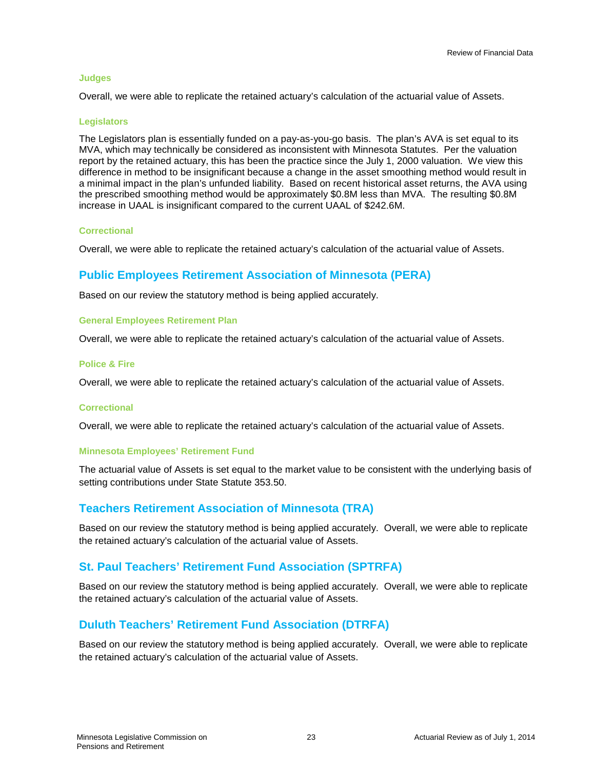### Judges

Overall, we were able to replicate the retained actuary's calculation of the actuarial value of Assets.

### Legislators

The Legislators plan is essentially funded on a pay-as-you-go basis. The plan's AVA is set equal to its MVA, which may technically be considered as inconsistent with Minnesota Statutes. Per the valuation report by the retained actuary, this has been the practice since the July 1, 2000 valuation. We view this difference in method to be insignificant because a change in the asset smoothing method would result in a minimal impact in the plan's unfunded liability. Based on recent historical asset returns, the AVA using the prescribed smoothing method would be approximately $0.8M less than MVA. The resulting $0.8M increase in UAAL is insignificant compared to the current UAAL of $242.6M.

### Correctional

Overall, we were able to replicate the retained actuary's calculation of the actuarial value of Assets.

## Public Employees Retirement Association of Minnesota (PERA)

Based on our review the statutory method is being applied accurately.

### General Employees Retirement Plan

Overall, we were able to replicate the retained actuary's calculation of the actuarial value of Assets.

### Police & Fire

Overall, we were able to replicate the retained actuary's calculation of the actuarial value of Assets.

### Correctional

Overall, we were able to replicate the retained actuary's calculation of the actuarial value of Assets.

### Minnesota Employees' Retirement Fund

The actuarial value of Assets is set equal to the market value to be consistent with the underlying basis of setting contributions under State Statute 353.50.

## Teachers Retirement Association of Minnesota (TRA)

Based on our review the statutory method is being applied accurately. Overall, we were able to replicate the retained actuary's calculation of the actuarial value of Assets.

## St. Paul Teachers' Retirement Fund Association (SPTRFA)

Based on our review the statutory method is being applied accurately. Overall, we were able to replicate the retained actuary's calculation of the actuarial value of Assets.

## Duluth Teachers' Retirement Fund Association (DTRFA)

Based on our review the statutory method is being applied accurately. Overall, we were able to replicate the retained actuary's calculation of the actuarial value of Assets.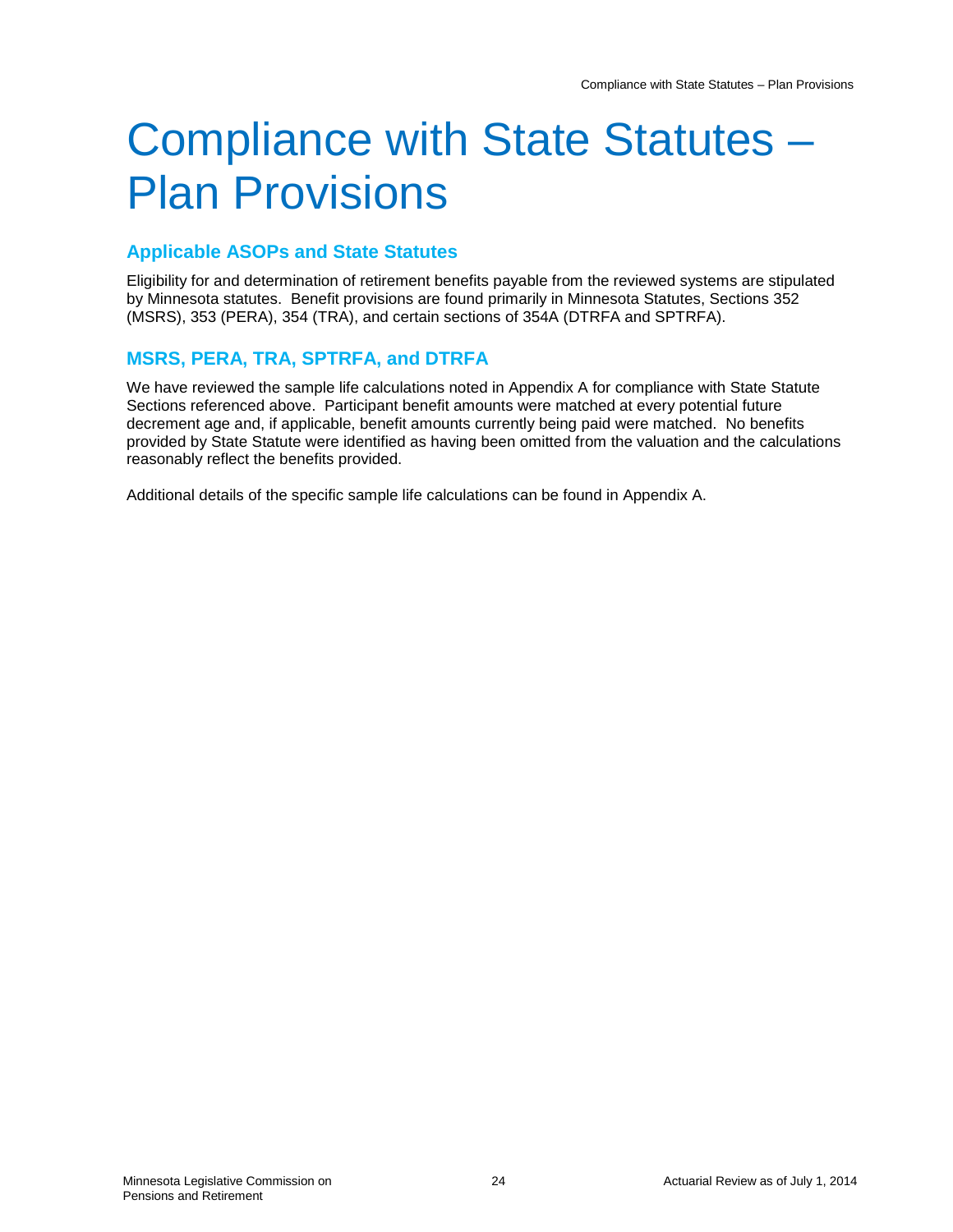# Compliance with State Statutes – Plan Provisions

## Applicable ASOPs and State Statutes

Eligibility for and determination of retirement benefits payable from the reviewed systems are stipulated by Minnesota statutes. Benefit provisions are found primarily in Minnesota Statutes, Sections 352 (MSRS), 353 (PERA), 354 (TRA), and certain sections of 354A (DTRFA and SPTRFA).

## MSRS, PERA, TRA, SPTRFA, and DTRFA

We have reviewed the sample life calculations noted in Appendix A for compliance with State Statute Sections referenced above. Participant benefit amounts were matched at every potential future decrement age and, if applicable, benefit amounts currently being paid were matched. No benefits provided by State Statute were identified as having been omitted from the valuation and the calculations reasonably reflect the benefits provided.

Additional details of the specific sample life calculations can be found in Appendix A.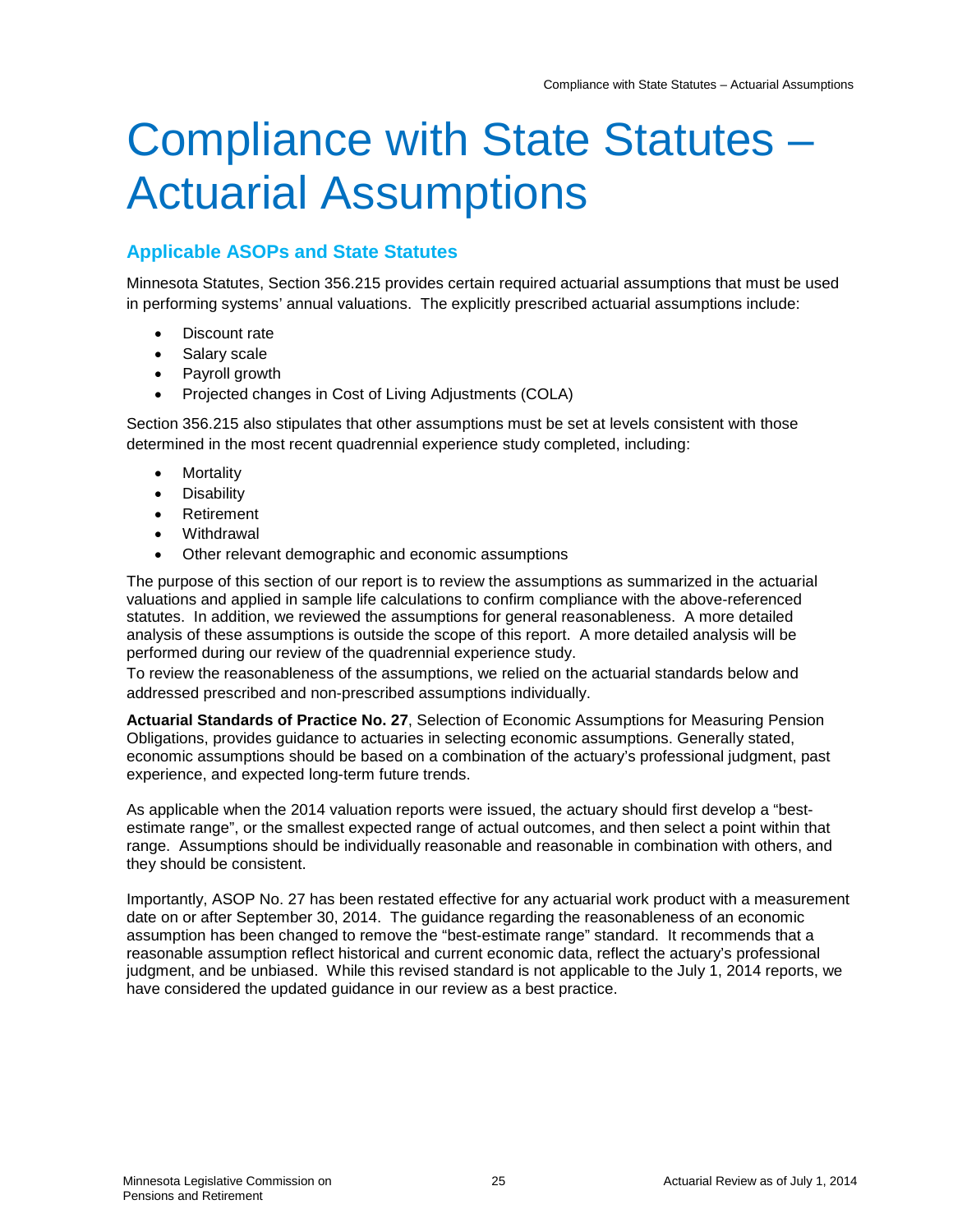# Compliance with State Statutes – Actuarial Assumptions

## Applicable ASOPs and State Statutes

Minnesota Statutes, Section 356.215 provides certain required actuarial assumptions that must be used in performing systems' annual valuations. The explicitly prescribed actuarial assumptions include:

- Discount rate
- Salary scale
- Payroll growth
- Projected changes in Cost of Living Adjustments (COLA)

Section 356.215 also stipulates that other assumptions must be set at levels consistent with those determined in the most recent quadrennial experience study completed, including:

- Mortality
- Disability
- Retirement
- Withdrawal
- Other relevant demographic and economic assumptions

The purpose of this section of our report is to review the assumptions as summarized in the actuarial valuations and applied in sample life calculations to confirm compliance with the above-referenced statutes. In addition, we reviewed the assumptions for general reasonableness. A more detailed analysis of these assumptions is outside the scope of this report. A more detailed analysis will be performed during our review of the quadrennial experience study.

To review the reasonableness of the assumptions, we relied on the actuarial standards below and addressed prescribed and non-prescribed assumptions individually.

**Actuarial Standards of Practice No. 27**, Selection of Economic Assumptions for Measuring Pension Obligations, provides guidance to actuaries in selecting economic assumptions. Generally stated, economic assumptions should be based on a combination of the actuary's professional judgment, past experience, and expected long-term future trends.

As applicable when the 2014 valuation reports were issued, the actuary should first develop a "best-estimate range", or the smallest expected range of actual outcomes, and then select a point within that range. Assumptions should be individually reasonable and reasonable in combination with others, and they should be consistent.

Importantly, ASOP No. 27 has been restated effective for any actuarial work product with a measurement date on or after September 30, 2014. The guidance regarding the reasonableness of an economic assumption has been changed to remove the "best-estimate range" standard. It recommends that a reasonable assumption reflect historical and current economic data, reflect the actuary's professional judgment, and be unbiased. While this revised standard is not applicable to the July 1, 2014 reports, we have considered the updated guidance in our review as a best practice.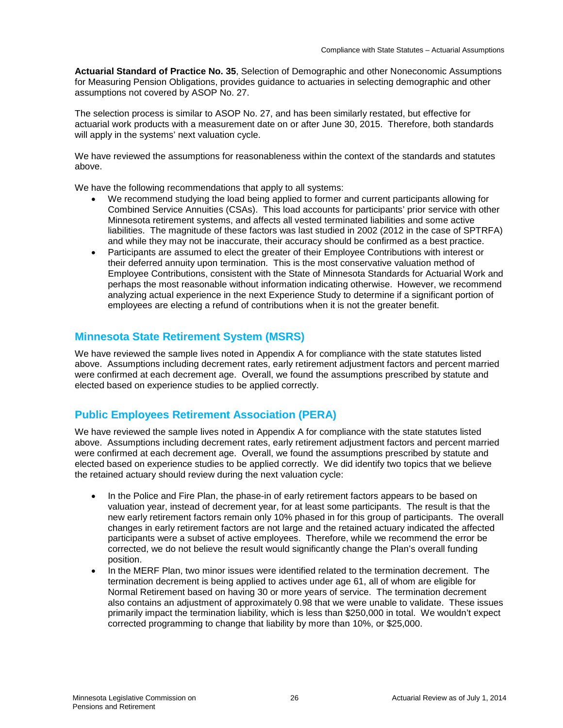**Actuarial Standard of Practice No. 35**, Selection of Demographic and other Noneconomic Assumptions for Measuring Pension Obligations, provides guidance to actuaries in selecting demographic and other assumptions not covered by ASOP No. 27.

The selection process is similar to ASOP No. 27, and has been similarly restated, but effective for actuarial work products with a measurement date on or after June 30, 2015. Therefore, both standards will apply in the systems' next valuation cycle.

We have reviewed the assumptions for reasonableness within the context of the standards and statutes above.

We have the following recommendations that apply to all systems:

- We recommend studying the load being applied to former and current participants allowing for Combined Service Annuities (CSAs). This load accounts for participants' prior service with other Minnesota retirement systems, and affects all vested terminated liabilities and some active liabilities. The magnitude of these factors was last studied in 2002 (2012 in the case of SPTRFA) and while they may not be inaccurate, their accuracy should be confirmed as a best practice.
- Participants are assumed to elect the greater of their Employee Contributions with interest or their deferred annuity upon termination. This is the most conservative valuation method of Employee Contributions, consistent with the State of Minnesota Standards for Actuarial Work and perhaps the most reasonable without information indicating otherwise. However, we recommend analyzing actual experience in the next Experience Study to determine if a significant portion of employees are electing a refund of contributions when it is not the greater benefit.

## Minnesota State Retirement System (MSRS)

We have reviewed the sample lives noted in Appendix A for compliance with the state statutes listed above. Assumptions including decrement rates, early retirement adjustment factors and percent married were confirmed at each decrement age. Overall, we found the assumptions prescribed by statute and elected based on experience studies to be applied correctly.

## Public Employees Retirement Association (PERA)

We have reviewed the sample lives noted in Appendix A for compliance with the state statutes listed above. Assumptions including decrement rates, early retirement adjustment factors and percent married were confirmed at each decrement age. Overall, we found the assumptions prescribed by statute and elected based on experience studies to be applied correctly. We did identify two topics that we believe the retained actuary should review during the next valuation cycle:

- In the Police and Fire Plan, the phase-in of early retirement factors appears to be based on valuation year, instead of decrement year, for at least some participants. The result is that the new early retirement factors remain only 10% phased in for this group of participants. The overall changes in early retirement factors are not large and the retained actuary indicated the affected participants were a subset of active employees. Therefore, while we recommend the error be corrected, we do not believe the result would significantly change the Plan's overall funding position.
- In the MERF Plan, two minor issues were identified related to the termination decrement. The termination decrement is being applied to actives under age 61, all of whom are eligible for Normal Retirement based on having 30 or more years of service. The termination decrement also contains an adjustment of approximately 0.98 that we were unable to validate. These issues primarily impact the termination liability, which is less than $250,000 in total. We wouldn't expect corrected programming to change that liability by more than 10%, or $25,000.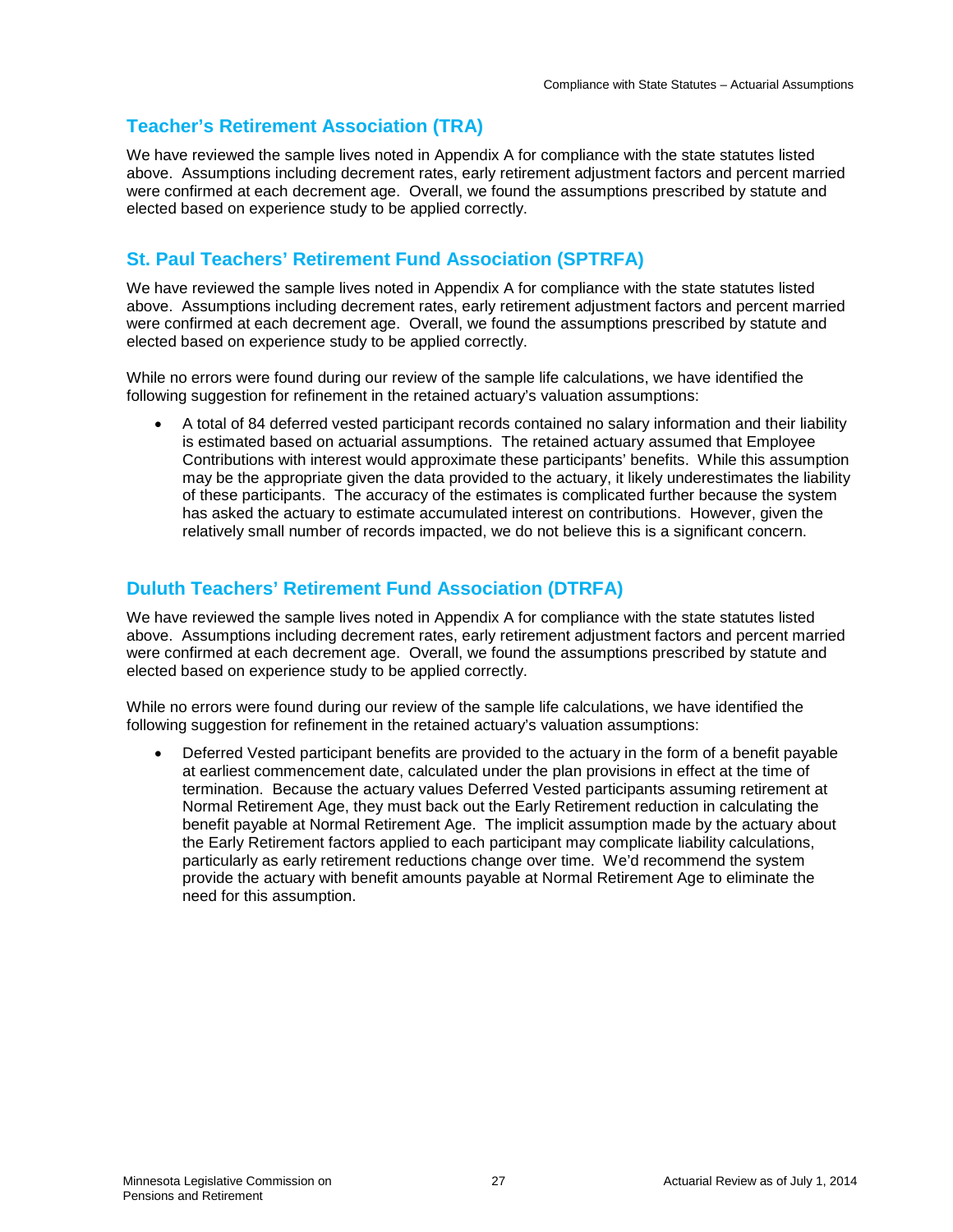## Teacher's Retirement Association (TRA)

We have reviewed the sample lives noted in Appendix A for compliance with the state statutes listed above. Assumptions including decrement rates, early retirement adjustment factors and percent married were confirmed at each decrement age. Overall, we found the assumptions prescribed by statute and elected based on experience study to be applied correctly.

## St. Paul Teachers' Retirement Fund Association (SPTRFA)

We have reviewed the sample lives noted in Appendix A for compliance with the state statutes listed above. Assumptions including decrement rates, early retirement adjustment factors and percent married were confirmed at each decrement age. Overall, we found the assumptions prescribed by statute and elected based on experience study to be applied correctly.

While no errors were found during our review of the sample life calculations, we have identified the following suggestion for refinement in the retained actuary's valuation assumptions:

- A total of 84 deferred vested participant records contained no salary information and their liability is estimated based on actuarial assumptions. The retained actuary assumed that Employee Contributions with interest would approximate these participants' benefits. While this assumption may be the appropriate given the data provided to the actuary, it likely underestimates the liability of these participants. The accuracy of the estimates is complicated further because the system has asked the actuary to estimate accumulated interest on contributions. However, given the relatively small number of records impacted, we do not believe this is a significant concern.

## Duluth Teachers' Retirement Fund Association (DTRFA)

We have reviewed the sample lives noted in Appendix A for compliance with the state statutes listed above. Assumptions including decrement rates, early retirement adjustment factors and percent married were confirmed at each decrement age. Overall, we found the assumptions prescribed by statute and elected based on experience study to be applied correctly.

While no errors were found during our review of the sample life calculations, we have identified the following suggestion for refinement in the retained actuary's valuation assumptions:

- Deferred Vested participant benefits are provided to the actuary in the form of a benefit payable at earliest commencement date, calculated under the plan provisions in effect at the time of termination. Because the actuary values Deferred Vested participants assuming retirement at Normal Retirement Age, they must back out the Early Retirement reduction in calculating the benefit payable at Normal Retirement Age. The implicit assumption made by the actuary about the Early Retirement factors applied to each participant may complicate liability calculations, particularly as early retirement reductions change over time. We'd recommend the system provide the actuary with benefit amounts payable at Normal Retirement Age to eliminate the need for this assumption.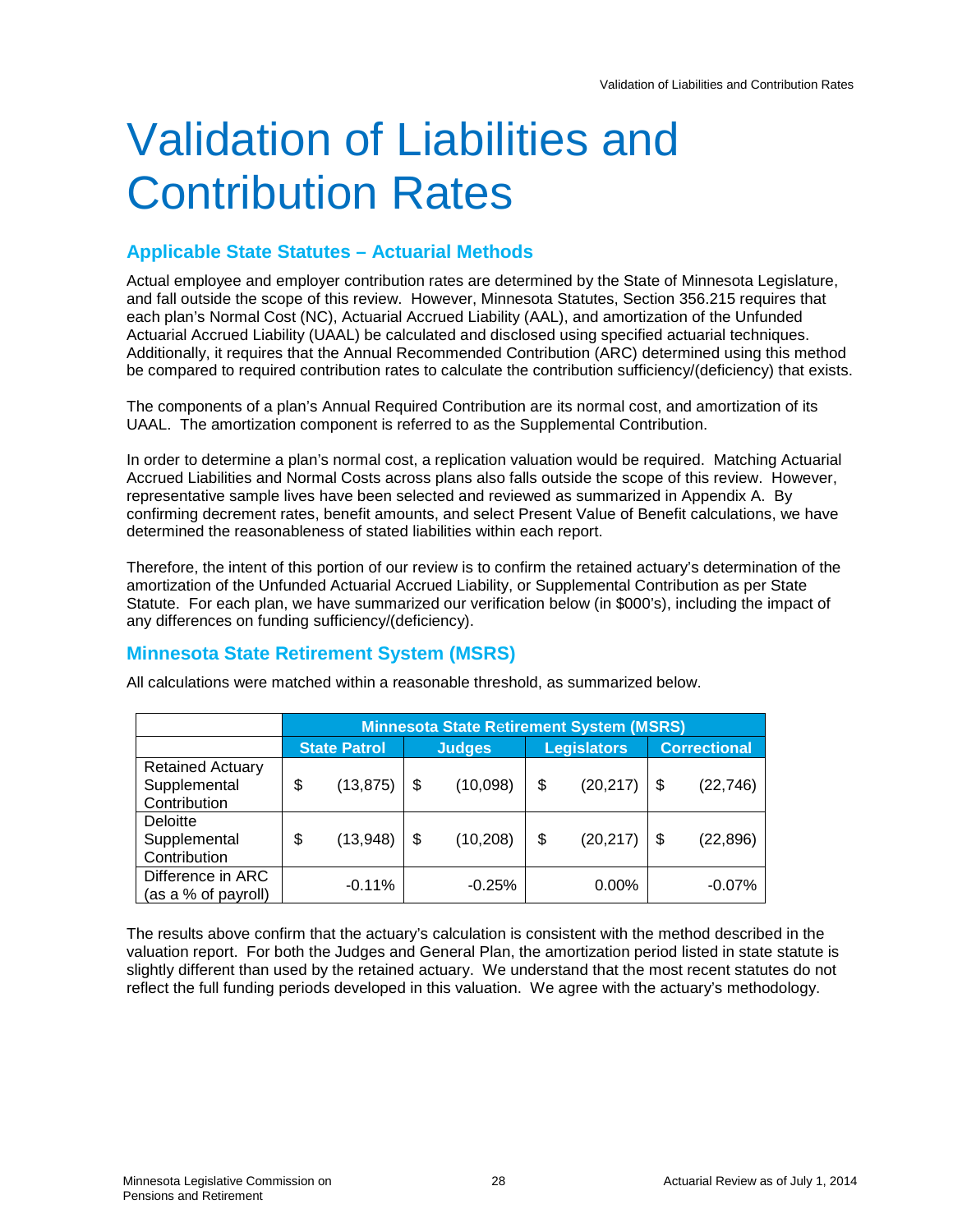# Validation of Liabilities and Contribution Rates

## Applicable State Statutes – Actuarial Methods

Actual employee and employer contribution rates are determined by the State of Minnesota Legislature, and fall outside the scope of this review. However, Minnesota Statutes, Section 356.215 requires that each plan's Normal Cost (NC), Actuarial Accrued Liability (AAL), and amortization of the Unfunded Actuarial Accrued Liability (UAAL) be calculated and disclosed using specified actuarial techniques. Additionally, it requires that the Annual Recommended Contribution (ARC) determined using this method be compared to required contribution rates to calculate the contribution sufficiency/(deficiency) that exists.

The components of a plan's Annual Required Contribution are its normal cost, and amortization of its UAAL. The amortization component is referred to as the Supplemental Contribution.

In order to determine a plan's normal cost, a replication valuation would be required. Matching Actuarial Accrued Liabilities and Normal Costs across plans also falls outside the scope of this review. However, representative sample lives have been selected and reviewed as summarized in Appendix A. By confirming decrement rates, benefit amounts, and select Present Value of Benefit calculations, we have determined the reasonableness of stated liabilities within each report.

Therefore, the intent of this portion of our review is to confirm the retained actuary's determination of the amortization of the Unfunded Actuarial Accrued Liability, or Supplemental Contribution as per State Statute. For each plan, we have summarized our verification below (in $000's), including the impact of any differences on funding sufficiency/(deficiency).

## Minnesota State Retirement System (MSRS)

All calculations were matched within a reasonable threshold, as summarized below.

| | Minnesota State Retirement System (MSRS) | | | |
|---|---|---|---|---|
| | State Patrol | Judges | Legislators | Correctional |
| Retained Actuary Supplemental Contribution | $ (13,875) | $ (10,098) | $ (20,217) | $ (22,746) |
| Deloitte Supplemental Contribution | $ (13,948) | $ (10,208) | $ (20,217) | $ (22,896) |
| Difference in ARC (as a % of payroll) | -0.11% | -0.25% | 0.00% | -0.07% |

The results above confirm that the actuary's calculation is consistent with the method described in the valuation report. For both the Judges and General Plan, the amortization period listed in state statute is slightly different than used by the retained actuary. We understand that the most recent statutes do not reflect the full funding periods developed in this valuation. We agree with the actuary's methodology.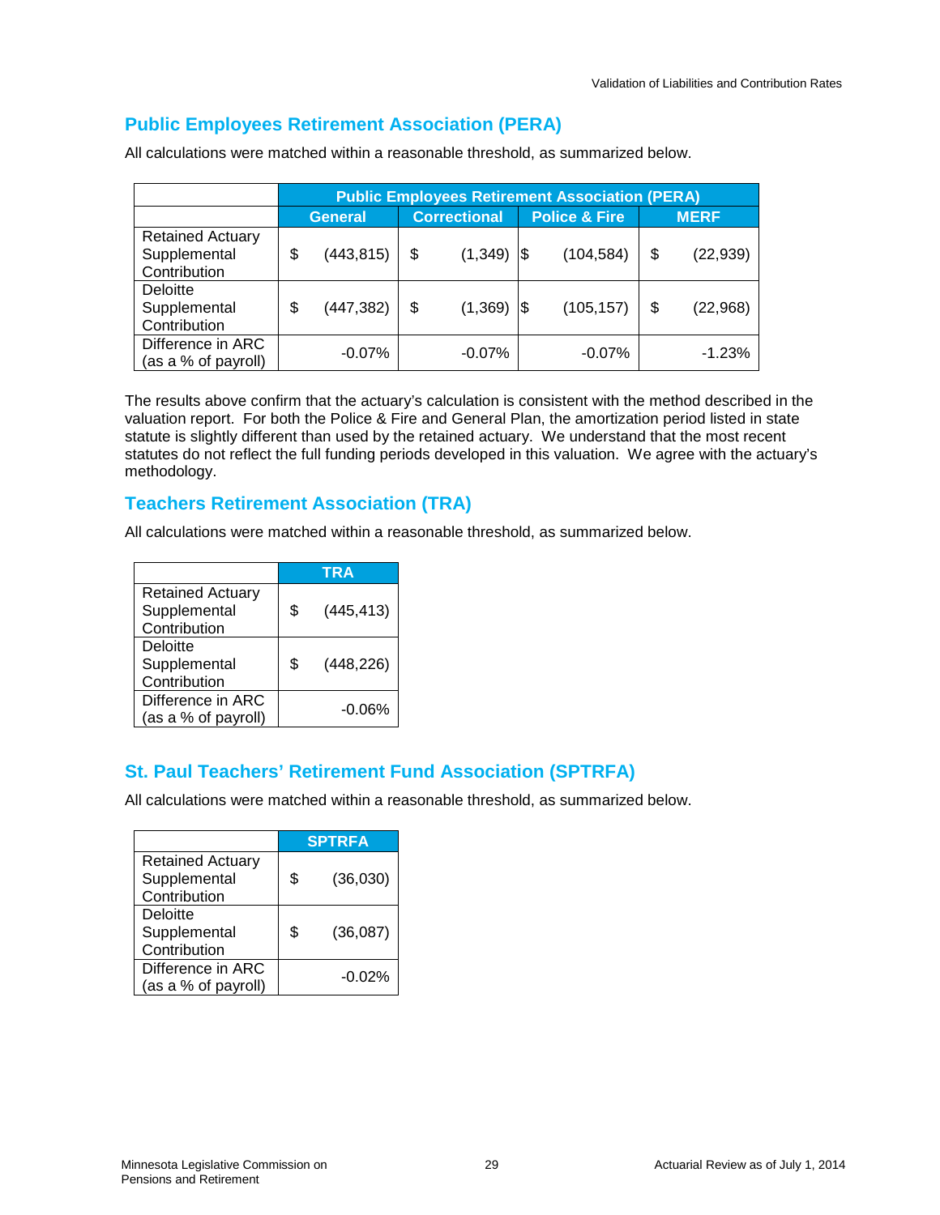## Public Employees Retirement Association (PERA)

All calculations were matched within a reasonable threshold, as summarized below.

| | Public Employees Retirement Association (PERA) | | | |
|---|---|---|---|---|
| | General | Correctional | Police & Fire | MERF |
| Retained Actuary Supplemental Contribution | $ (443,815) | $ (1,349) | $ (104,584) | $ (22,939) |
| Deloitte Supplemental Contribution | $ (447,382) | $ (1,369) | $ (105,157) | $ (22,968) |
| Difference in ARC (as a % of payroll) | -0.07% | -0.07% | -0.07% | -1.23% |

The results above confirm that the actuary's calculation is consistent with the method described in the valuation report. For both the Police & Fire and General Plan, the amortization period listed in state statute is slightly different than used by the retained actuary. We understand that the most recent statutes do not reflect the full funding periods developed in this valuation. We agree with the actuary's methodology.

## Teachers Retirement Association (TRA)

All calculations were matched within a reasonable threshold, as summarized below.

| | TRA |
|---|---|
| Retained Actuary Supplemental Contribution | $ (445,413) |
| Deloitte Supplemental Contribution | $ (448,226) |
| Difference in ARC (as a % of payroll) | -0.06% |

## St. Paul Teachers' Retirement Fund Association (SPTRFA)

All calculations were matched within a reasonable threshold, as summarized below.

| | SPTRFA |
|---|---|
| Retained Actuary Supplemental Contribution | $ (36,030) |
| Deloitte Supplemental Contribution | $ (36,087) |
| Difference in ARC (as a % of payroll) | -0.02% |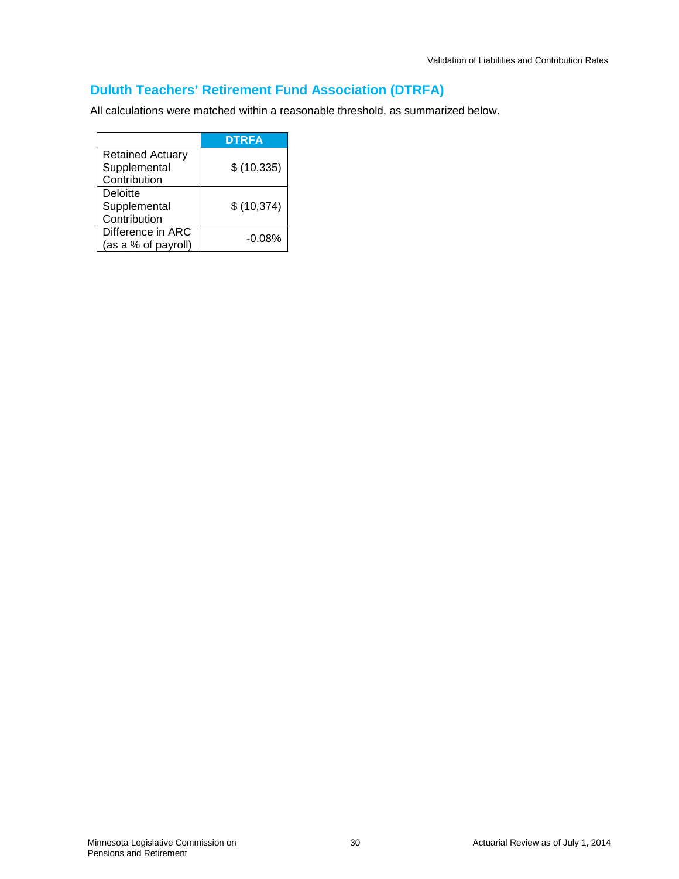## Duluth Teachers' Retirement Fund Association (DTRFA)

All calculations were matched within a reasonable threshold, as summarized below.

| | DTRFA |
|---|---|
| Retained Actuary Supplemental Contribution | $ (10,335) |
| Deloitte Supplemental Contribution | $ (10,374) |
| Difference in ARC (as a % of payroll) | -0.08% |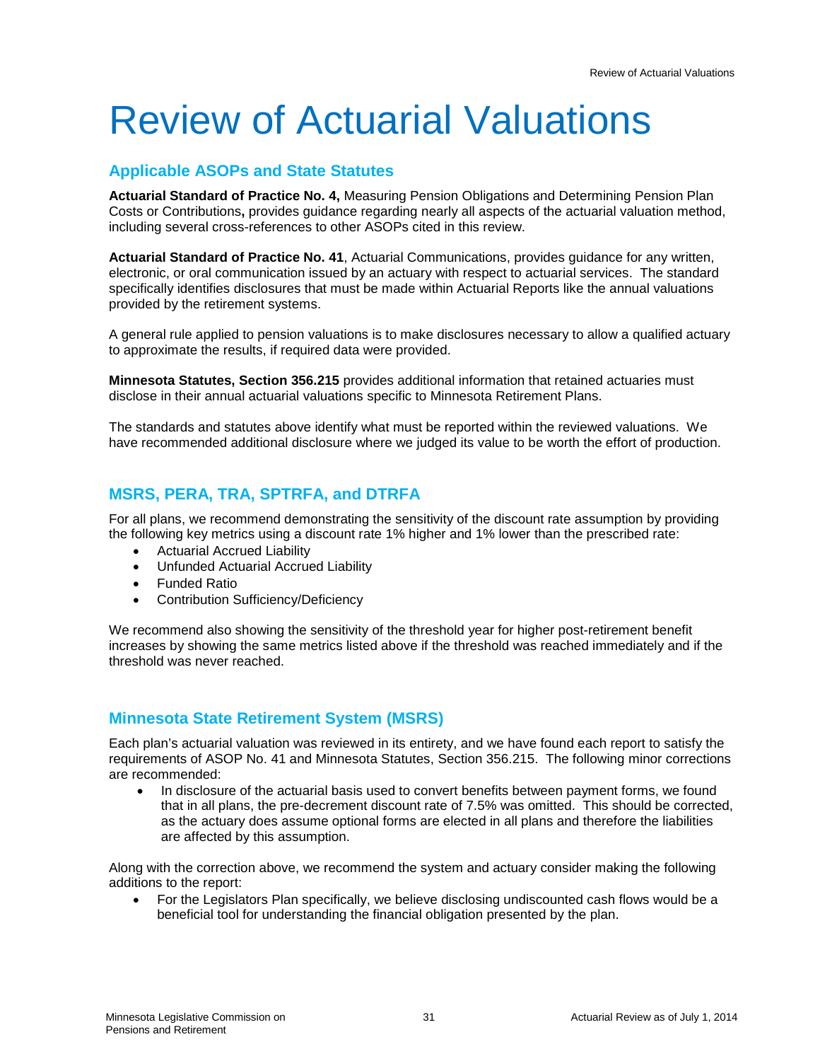# Review of Actuarial Valuations

## Applicable ASOPs and State Statutes

**Actuarial Standard of Practice No. 4,** Measuring Pension Obligations and Determining Pension Plan Costs or Contributions**,** provides guidance regarding nearly all aspects of the actuarial valuation method, including several cross-references to other ASOPs cited in this review.

**Actuarial Standard of Practice No. 41**, Actuarial Communications, provides guidance for any written, electronic, or oral communication issued by an actuary with respect to actuarial services. The standard specifically identifies disclosures that must be made within Actuarial Reports like the annual valuations provided by the retirement systems.

A general rule applied to pension valuations is to make disclosures necessary to allow a qualified actuary to approximate the results, if required data were provided.

**Minnesota Statutes, Section 356.215** provides additional information that retained actuaries must disclose in their annual actuarial valuations specific to Minnesota Retirement Plans.

The standards and statutes above identify what must be reported within the reviewed valuations. We have recommended additional disclosure where we judged its value to be worth the effort of production.

## MSRS, PERA, TRA, SPTRFA, and DTRFA

For all plans, we recommend demonstrating the sensitivity of the discount rate assumption by providing the following key metrics using a discount rate 1% higher and 1% lower than the prescribed rate:

- Actuarial Accrued Liability
- Unfunded Actuarial Accrued Liability
- Funded Ratio
- Contribution Sufficiency/Deficiency

We recommend also showing the sensitivity of the threshold year for higher post-retirement benefit increases by showing the same metrics listed above if the threshold was reached immediately and if the threshold was never reached.

## Minnesota State Retirement System (MSRS)

Each plan's actuarial valuation was reviewed in its entirety, and we have found each report to satisfy the requirements of ASOP No. 41 and Minnesota Statutes, Section 356.215. The following minor corrections are recommended:

- In disclosure of the actuarial basis used to convert benefits between payment forms, we found that in all plans, the pre-decrement discount rate of 7.5% was omitted. This should be corrected, as the actuary does assume optional forms are elected in all plans and therefore the liabilities are affected by this assumption.

Along with the correction above, we recommend the system and actuary consider making the following additions to the report:

- For the Legislators Plan specifically, we believe disclosing undiscounted cash flows would be a beneficial tool for understanding the financial obligation presented by the plan.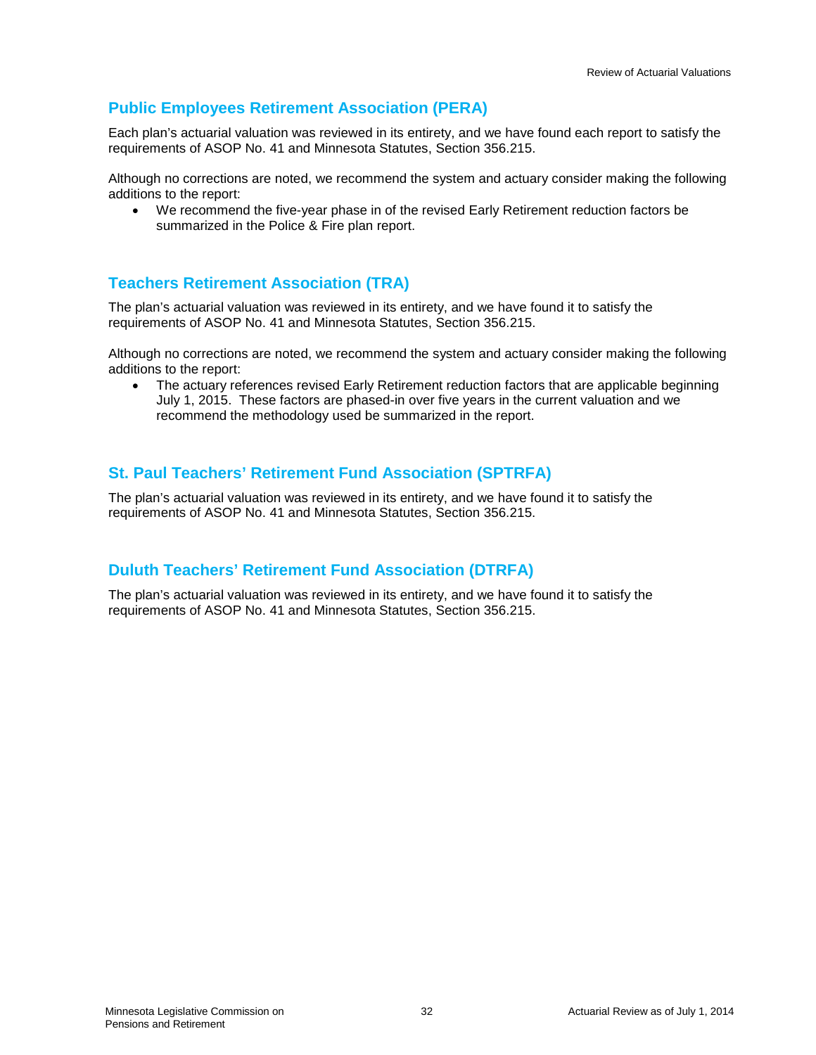## Public Employees Retirement Association (PERA)

Each plan's actuarial valuation was reviewed in its entirety, and we have found each report to satisfy the requirements of ASOP No. 41 and Minnesota Statutes, Section 356.215.

Although no corrections are noted, we recommend the system and actuary consider making the following additions to the report:

- We recommend the five-year phase in of the revised Early Retirement reduction factors be summarized in the Police & Fire plan report.

## Teachers Retirement Association (TRA)

The plan's actuarial valuation was reviewed in its entirety, and we have found it to satisfy the requirements of ASOP No. 41 and Minnesota Statutes, Section 356.215.

Although no corrections are noted, we recommend the system and actuary consider making the following additions to the report:

- The actuary references revised Early Retirement reduction factors that are applicable beginning July 1, 2015. These factors are phased-in over five years in the current valuation and we recommend the methodology used be summarized in the report.

## St. Paul Teachers' Retirement Fund Association (SPTRFA)

The plan's actuarial valuation was reviewed in its entirety, and we have found it to satisfy the requirements of ASOP No. 41 and Minnesota Statutes, Section 356.215.

## Duluth Teachers' Retirement Fund Association (DTRFA)

The plan's actuarial valuation was reviewed in its entirety, and we have found it to satisfy the requirements of ASOP No. 41 and Minnesota Statutes, Section 356.215.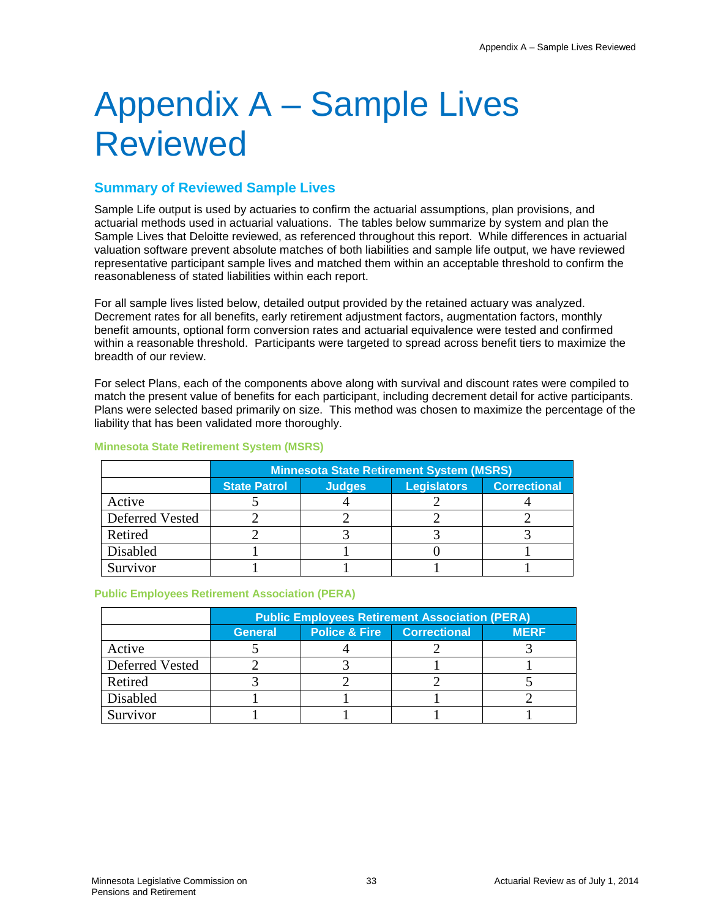# Appendix A – Sample Lives Reviewed

## Summary of Reviewed Sample Lives

Sample Life output is used by actuaries to confirm the actuarial assumptions, plan provisions, and actuarial methods used in actuarial valuations. The tables below summarize by system and plan the Sample Lives that Deloitte reviewed, as referenced throughout this report. While differences in actuarial valuation software prevent absolute matches of both liabilities and sample life output, we have reviewed representative participant sample lives and matched them within an acceptable threshold to confirm the reasonableness of stated liabilities within each report.

For all sample lives listed below, detailed output provided by the retained actuary was analyzed. Decrement rates for all benefits, early retirement adjustment factors, augmentation factors, monthly benefit amounts, optional form conversion rates and actuarial equivalence were tested and confirmed within a reasonable threshold. Participants were targeted to spread across benefit tiers to maximize the breadth of our review.

For select Plans, each of the components above along with survival and discount rates were compiled to match the present value of benefits for each participant, including decrement detail for active participants. Plans were selected based primarily on size. This method was chosen to maximize the percentage of the liability that has been validated more thoroughly.

### Minnesota State Retirement System (MSRS)

| | Minnesota State Retirement System (MSRS) | | | |
|---|---|---|---|---|
| | State Patrol | Judges | Legislators | Correctional |
| Active | 5 | 4 | 2 | 4 |
| Deferred Vested | 2 | 2 | 2 | 2 |
| Retired | 2 | 3 | 3 | 3 |
| Disabled | 1 | 1 | 0 | 1 |
| Survivor | 1 | 1 | 1 | 1 |

### Public Employees Retirement Association (PERA)

| | Public Employees Retirement Association (PERA) | | | |
|---|---|---|---|---|
| | General | Police & Fire | Correctional | MERF |
| Active | 5 | 4 | 2 | 3 |
| Deferred Vested | 2 | 3 | 1 | 1 |
| Retired | 3 | 2 | 2 | 5 |
| Disabled | 1 | 1 | 1 | 2 |
| Survivor | 1 | 1 | 1 | 1 |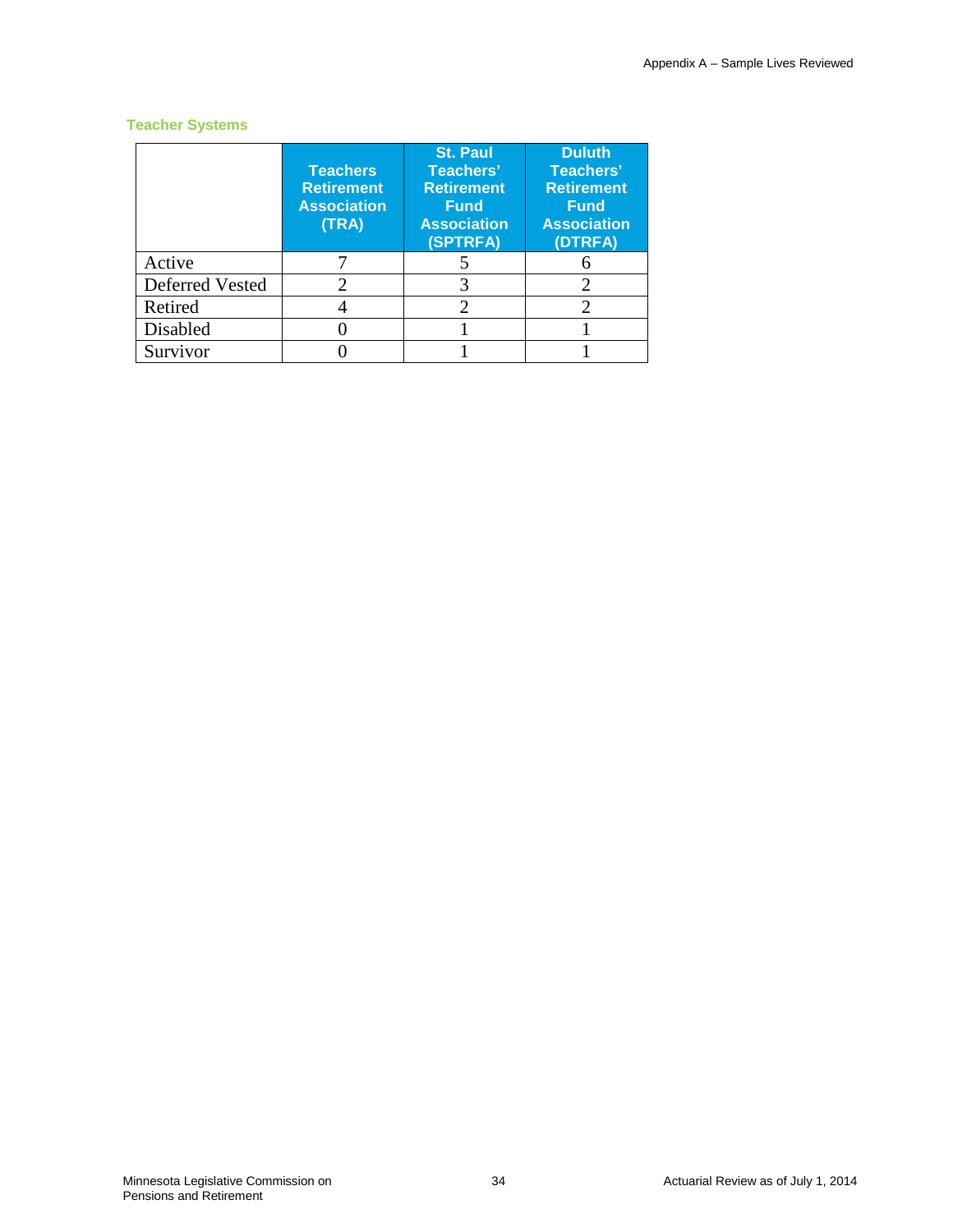## Teacher Systems

| | Teachers Retirement Association (TRA) | St. Paul Teachers' Retirement Fund Association (SPTRFA) | Duluth Teachers' Retirement Fund Association (DTRFA) |
|---|---|---|---|
| Active | 7 | 5 | 6 |
| Deferred Vested | 2 | 3 | 2 |
| Retired | 4 | 2 | 2 |
| Disabled | 0 | 1 | 1 |
| Survivor | 0 | 1 | 1 |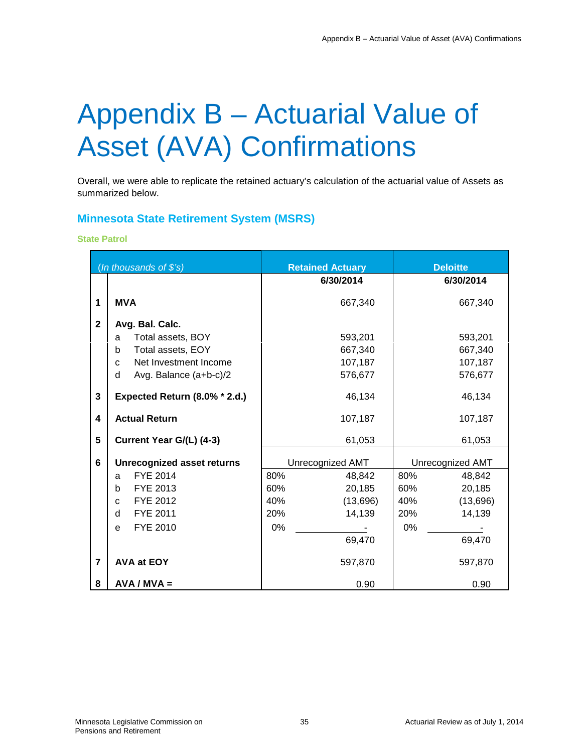# Appendix B – Actuarial Value of Asset (AVA) Confirmations

Overall, we were able to replicate the retained actuary's calculation of the actuarial value of Assets as summarized below.

## Minnesota State Retirement System (MSRS)

### State Patrol

| | *(In thousands of $'s)* | Retained Actuary | | Deloitte | |
|---|---|---|---|---|---|
| | | | **6/30/2014** | | **6/30/2014** |
| **1** | **MVA** | | 667,340 | | 667,340 |
| **2** | **Avg. Bal. Calc.** | | | | |
| | a Total assets, BOY | | 593,201 | | 593,201 |
| | b Total assets, EOY | | 667,340 | | 667,340 |
| | c Net Investment Income | | 107,187 | | 107,187 |
| | d Avg. Balance (a+b-c)/2 | | 576,677 | | 576,677 |
| **3** | **Expected Return (8.0% * 2.d.)** | | 46,134 | | 46,134 |
| **4** | **Actual Return** | | 107,187 | | 107,187 |
| **5** | **Current Year G/(L) (4-3)** | | 61,053 | | 61,053 |
| **6** | **Unrecognized asset returns** | | Unrecognized AMT | | Unrecognized AMT |
| | a FYE 2014 | 80% | 48,842 | 80% | 48,842 |
| | b FYE 2013 | 60% | 20,185 | 60% | 20,185 |
| | c FYE 2012 | 40% | (13,696) | 40% | (13,696) |
| | d FYE 2011 | 20% | 14,139 | 20% | 14,139 |
| | e FYE 2010 | 0% | - | 0% | - |
| | | | 69,470 | | 69,470 |
| **7** | **AVA at EOY** | | 597,870 | | 597,870 |
| **8** | **AVA / MVA =** | | 0.90 | | 0.90 |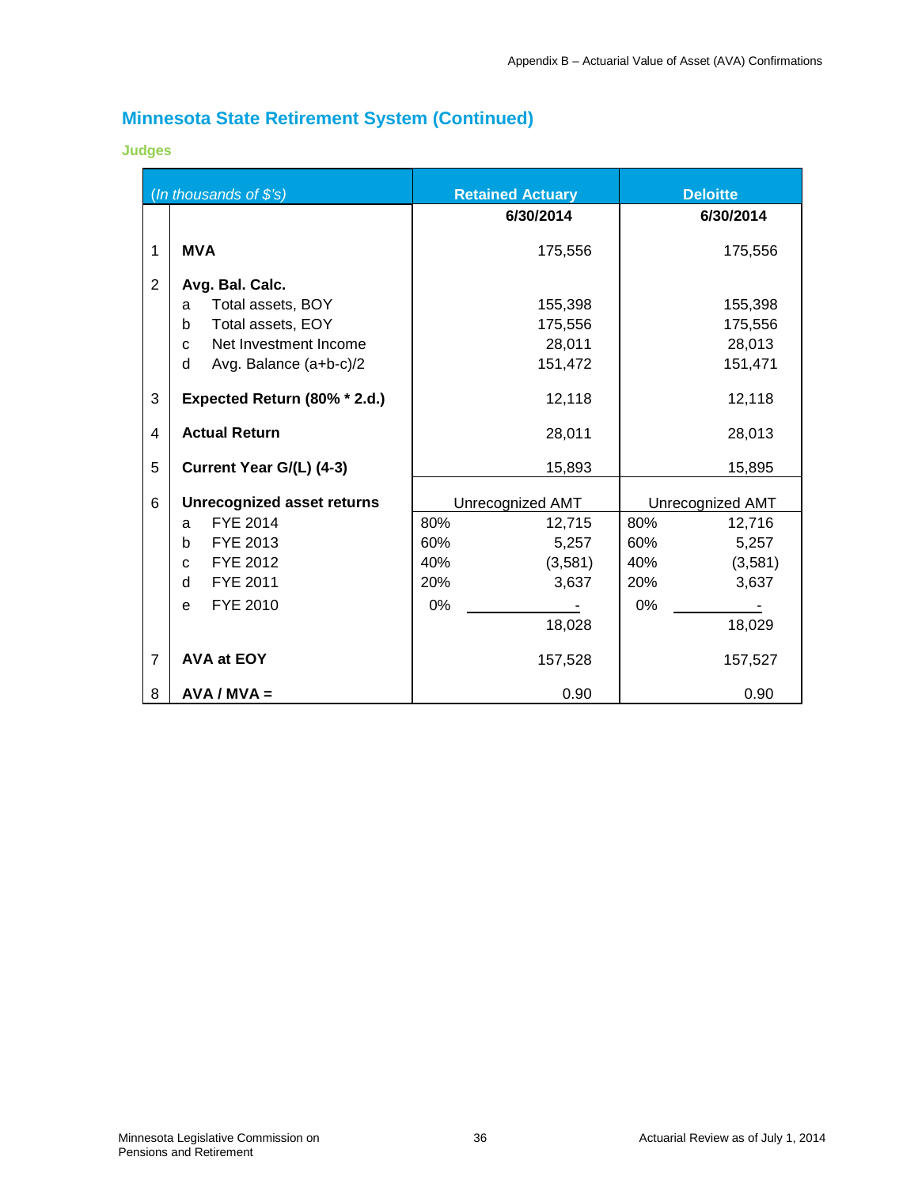## Minnesota State Retirement System (Continued)

### Judges

| | *(In thousands of $'s)* | | Retained Actuary | | Deloitte |
|---|---|---|---|---|---|
| | | | **6/30/2014** | | **6/30/2014** |
| 1 | **MVA** | | 175,556 | | 175,556 |
| 2 | **Avg. Bal. Calc.** | | | | |
| | a Total assets, BOY | | 155,398 | | 155,398 |
| | b Total assets, EOY | | 175,556 | | 175,556 |
| | c Net Investment Income | | 28,011 | | 28,013 |
| | d Avg. Balance (a+b-c)/2 | | 151,472 | | 151,471 |
| 3 | **Expected Return (80% * 2.d.)** | | 12,118 | | 12,118 |
| 4 | **Actual Return** | | 28,011 | | 28,013 |
| 5 | **Current Year G/(L) (4-3)** | | 15,893 | | 15,895 |
| 6 | **Unrecognized asset returns** | | Unrecognized AMT | | Unrecognized AMT |
| | a FYE 2014 | 80% | 12,715 | 80% | 12,716 |
| | b FYE 2013 | 60% | 5,257 | 60% | 5,257 |
| | c FYE 2012 | 40% | (3,581) | 40% | (3,581) |
| | d FYE 2011 | 20% | 3,637 | 20% | 3,637 |
| | e FYE 2010 | 0% | - | 0% | - |
| | | | 18,028 | | 18,029 |
| 7 | **AVA at EOY** | | 157,528 | | 157,527 |
| 8 | **AVA / MVA =** | | 0.90 | | 0.90 |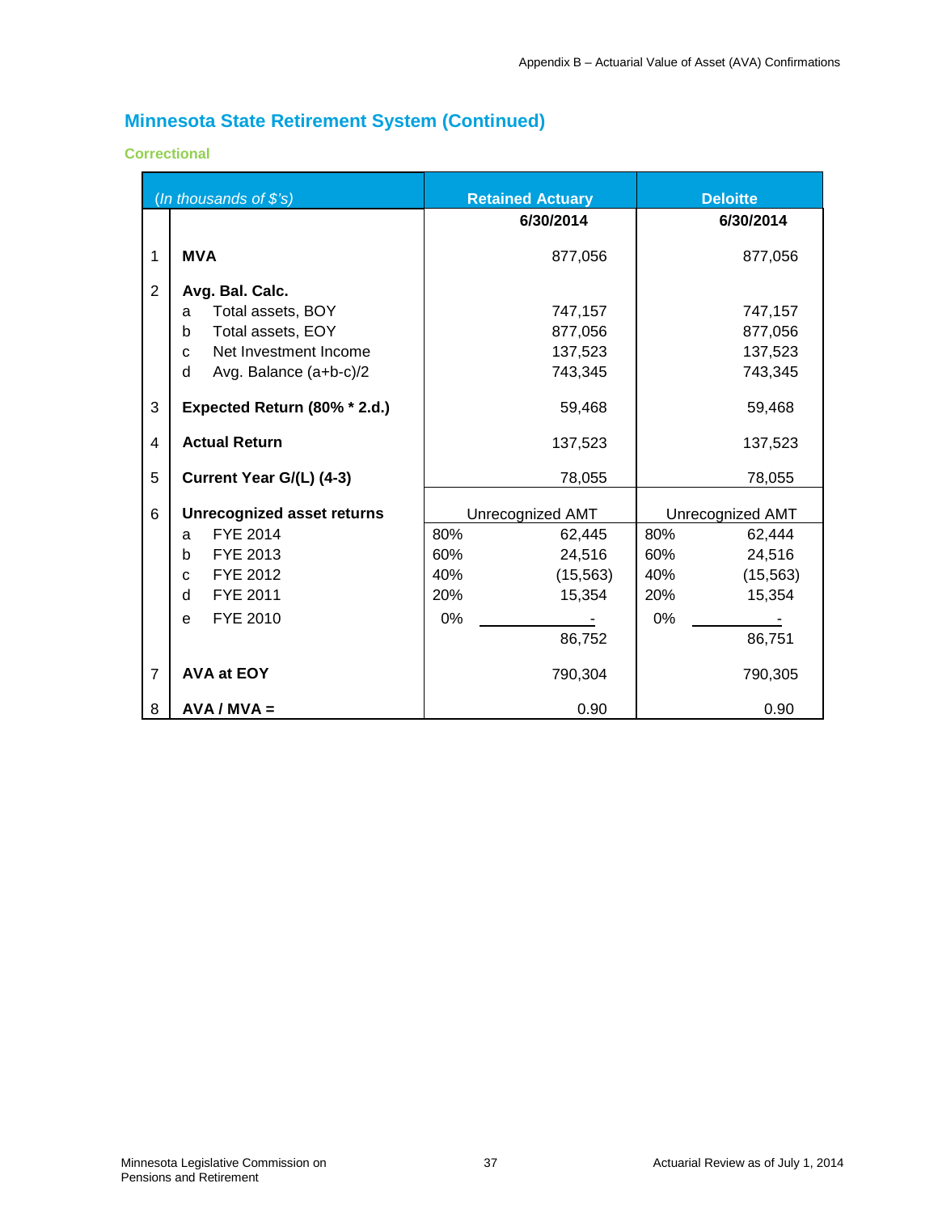## Minnesota State Retirement System (Continued)

### Correctional

| | *(In thousands of $'s)* | Retained Actuary | | Deloitte | |
|---|---|---|---|---|---|
| | | | **6/30/2014** | | **6/30/2014** |
| 1 | **MVA** | | 877,056 | | 877,056 |
| 2 | **Avg. Bal. Calc.** | | | | |
| | a Total assets, BOY | | 747,157 | | 747,157 |
| | b Total assets, EOY | | 877,056 | | 877,056 |
| | c Net Investment Income | | 137,523 | | 137,523 |
| | d Avg. Balance (a+b-c)/2 | | 743,345 | | 743,345 |
| 3 | **Expected Return (80% * 2.d.)** | | 59,468 | | 59,468 |
| 4 | **Actual Return** | | 137,523 | | 137,523 |
| 5 | **Current Year G/(L) (4-3)** | | 78,055 | | 78,055 |
| 6 | **Unrecognized asset returns** | | Unrecognized AMT | | Unrecognized AMT |
| | a FYE 2014 | 80% | 62,445 | 80% | 62,444 |
| | b FYE 2013 | 60% | 24,516 | 60% | 24,516 |
| | c FYE 2012 | 40% | (15,563) | 40% | (15,563) |
| | d FYE 2011 | 20% | 15,354 | 20% | 15,354 |
| | e FYE 2010 | 0% | - | 0% | - |
| | | | 86,752 | | 86,751 |
| 7 | **AVA at EOY** | | 790,304 | | 790,305 |
| 8 | **AVA / MVA =** | | 0.90 | | 0.90 |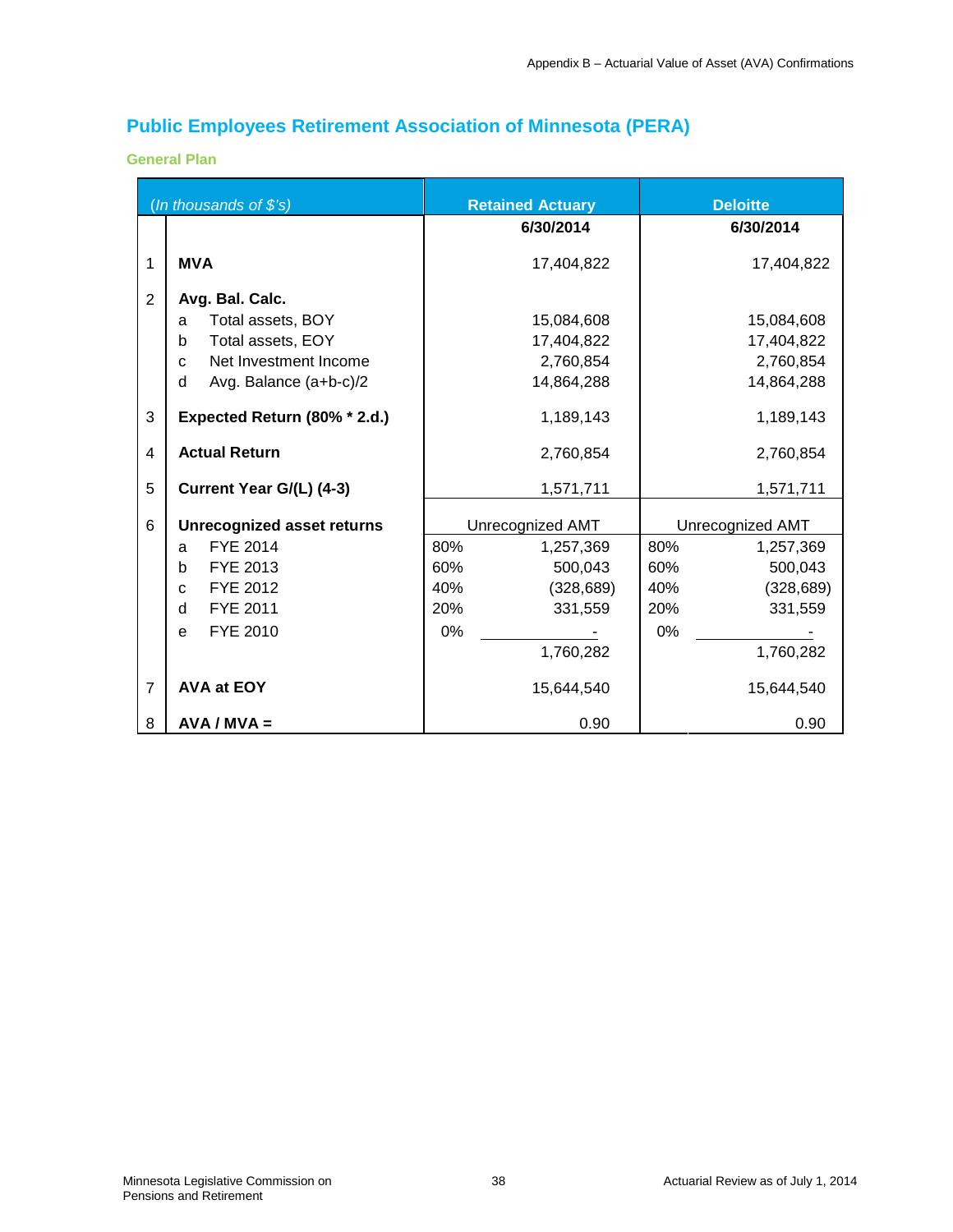## Public Employees Retirement Association of Minnesota (PERA)

### General Plan

| | *(In thousands of $'s)* | Retained Actuary | | Deloitte | |
|---|---|---|---|---|---|
| | | | 6/30/2014 | | 6/30/2014 |
| 1 | **MVA** | | 17,404,822 | | 17,404,822 |
| 2 | **Avg. Bal. Calc.** | | | | |
| | a Total assets, BOY | | 15,084,608 | | 15,084,608 |
| | b Total assets, EOY | | 17,404,822 | | 17,404,822 |
| | c Net Investment Income | | 2,760,854 | | 2,760,854 |
| | d Avg. Balance (a+b-c)/2 | | 14,864,288 | | 14,864,288 |
| 3 | **Expected Return (80% * 2.d.)** | | 1,189,143 | | 1,189,143 |
| 4 | **Actual Return** | | 2,760,854 | | 2,760,854 |
| 5 | **Current Year G/(L) (4-3)** | | 1,571,711 | | 1,571,711 |
| 6 | **Unrecognized asset returns** | | Unrecognized AMT | | Unrecognized AMT |
| | a FYE 2014 | 80% | 1,257,369 | 80% | 1,257,369 |
| | b FYE 2013 | 60% | 500,043 | 60% | 500,043 |
| | c FYE 2012 | 40% | (328,689) | 40% | (328,689) |
| | d FYE 2011 | 20% | 331,559 | 20% | 331,559 |
| | e FYE 2010 | 0% | - | 0% | - |
| | | | 1,760,282 | | 1,760,282 |
| 7 | **AVA at EOY** | | 15,644,540 | | 15,644,540 |
| 8 | **AVA / MVA =** | | 0.90 | | 0.90 |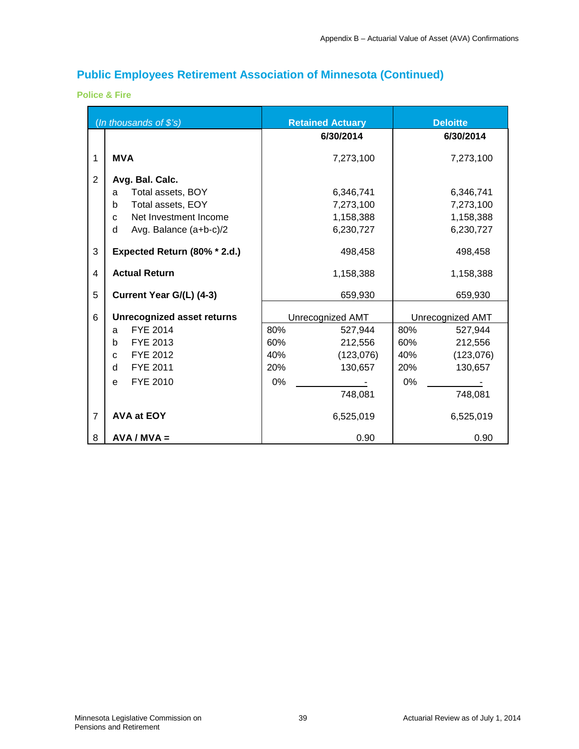## Public Employees Retirement Association of Minnesota (Continued)

### Police & Fire

| | *(In thousands of $'s)* | Retained Actuary | | Deloitte | |
|---|---|---|---|---|---|
| | | | **6/30/2014** | | **6/30/2014** |
| 1 | **MVA** | | 7,273,100 | | 7,273,100 |
| 2 | **Avg. Bal. Calc.** | | | | |
| | a Total assets, BOY | | 6,346,741 | | 6,346,741 |
| | b Total assets, EOY | | 7,273,100 | | 7,273,100 |
| | c Net Investment Income | | 1,158,388 | | 1,158,388 |
| | d Avg. Balance (a+b-c)/2 | | 6,230,727 | | 6,230,727 |
| 3 | **Expected Return (80% * 2.d.)** | | 498,458 | | 498,458 |
| 4 | **Actual Return** | | 1,158,388 | | 1,158,388 |
| 5 | **Current Year G/(L) (4-3)** | | 659,930 | | 659,930 |
| 6 | **Unrecognized asset returns** | | Unrecognized AMT | | Unrecognized AMT |
| | a FYE 2014 | 80% | 527,944 | 80% | 527,944 |
| | b FYE 2013 | 60% | 212,556 | 60% | 212,556 |
| | c FYE 2012 | 40% | (123,076) | 40% | (123,076) |
| | d FYE 2011 | 20% | 130,657 | 20% | 130,657 |
| | e FYE 2010 | 0% | - | 0% | - |
| | | | 748,081 | | 748,081 |
| 7 | **AVA at EOY** | | 6,525,019 | | 6,525,019 |
| 8 | **AVA / MVA =** | | 0.90 | | 0.90 |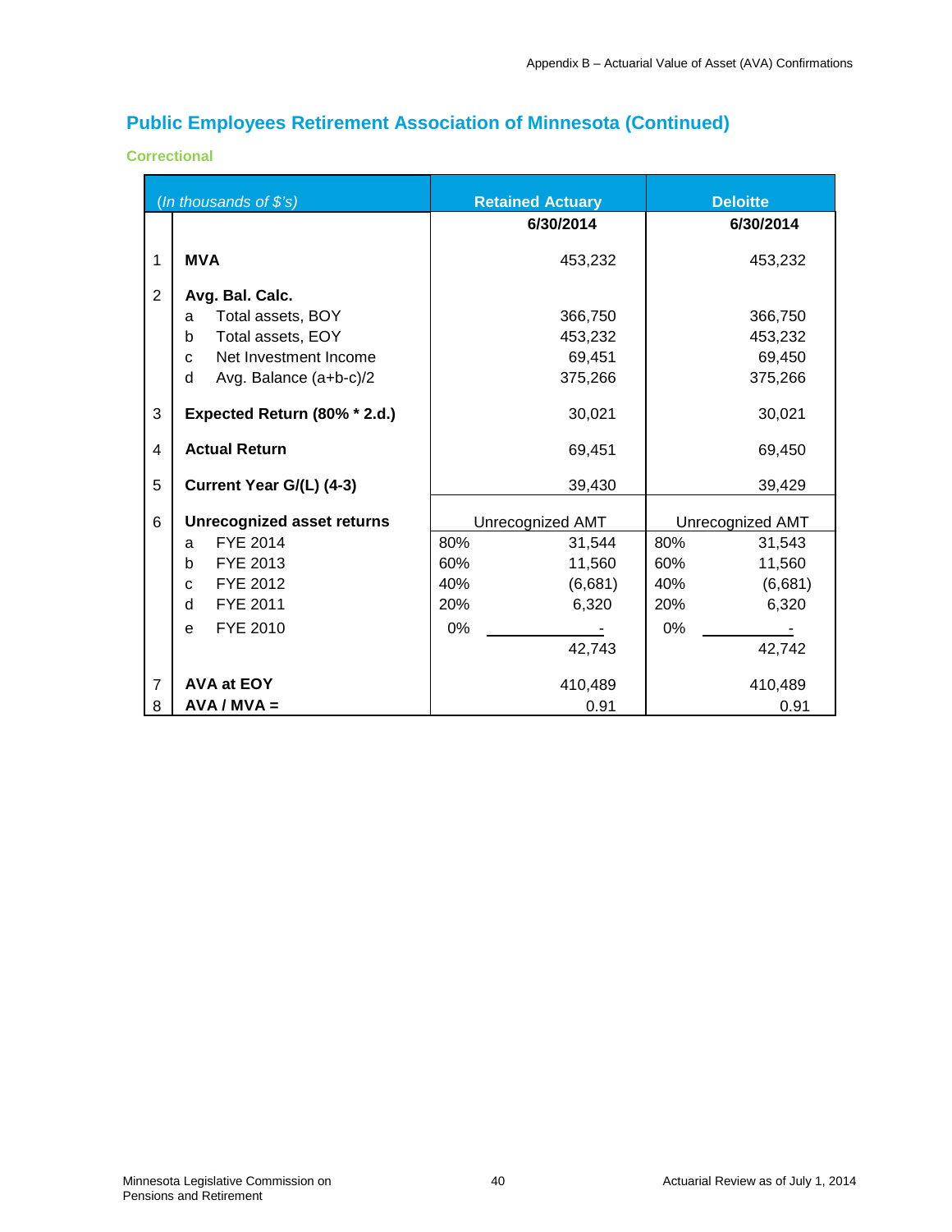## Public Employees Retirement Association of Minnesota (Continued)

### Correctional

| | *(In thousands of $'s)* | Retained Actuary | | Deloitte | |
|---|---|---|---|---|---|
| | | | **6/30/2014** | | **6/30/2014** |
| 1 | **MVA** | | 453,232 | | 453,232 |
| 2 | **Avg. Bal. Calc.** | | | | |
| | a Total assets, BOY | | 366,750 | | 366,750 |
| | b Total assets, EOY | | 453,232 | | 453,232 |
| | c Net Investment Income | | 69,451 | | 69,450 |
| | d Avg. Balance (a+b-c)/2 | | 375,266 | | 375,266 |
| 3 | **Expected Return (80% * 2.d.)** | | 30,021 | | 30,021 |
| 4 | **Actual Return** | | 69,451 | | 69,450 |
| 5 | **Current Year G/(L) (4-3)** | | 39,430 | | 39,429 |
| 6 | **Unrecognized asset returns** | | Unrecognized AMT | | Unrecognized AMT |
| | a FYE 2014 | 80% | 31,544 | 80% | 31,543 |
| | b FYE 2013 | 60% | 11,560 | 60% | 11,560 |
| | c FYE 2012 | 40% | (6,681) | 40% | (6,681) |
| | d FYE 2011 | 20% | 6,320 | 20% | 6,320 |
| | e FYE 2010 | 0% | - | 0% | - |
| | | | 42,743 | | 42,742 |
| 7 | **AVA at EOY** | | 410,489 | | 410,489 |
| 8 | **AVA / MVA =** | | 0.91 | | 0.91 |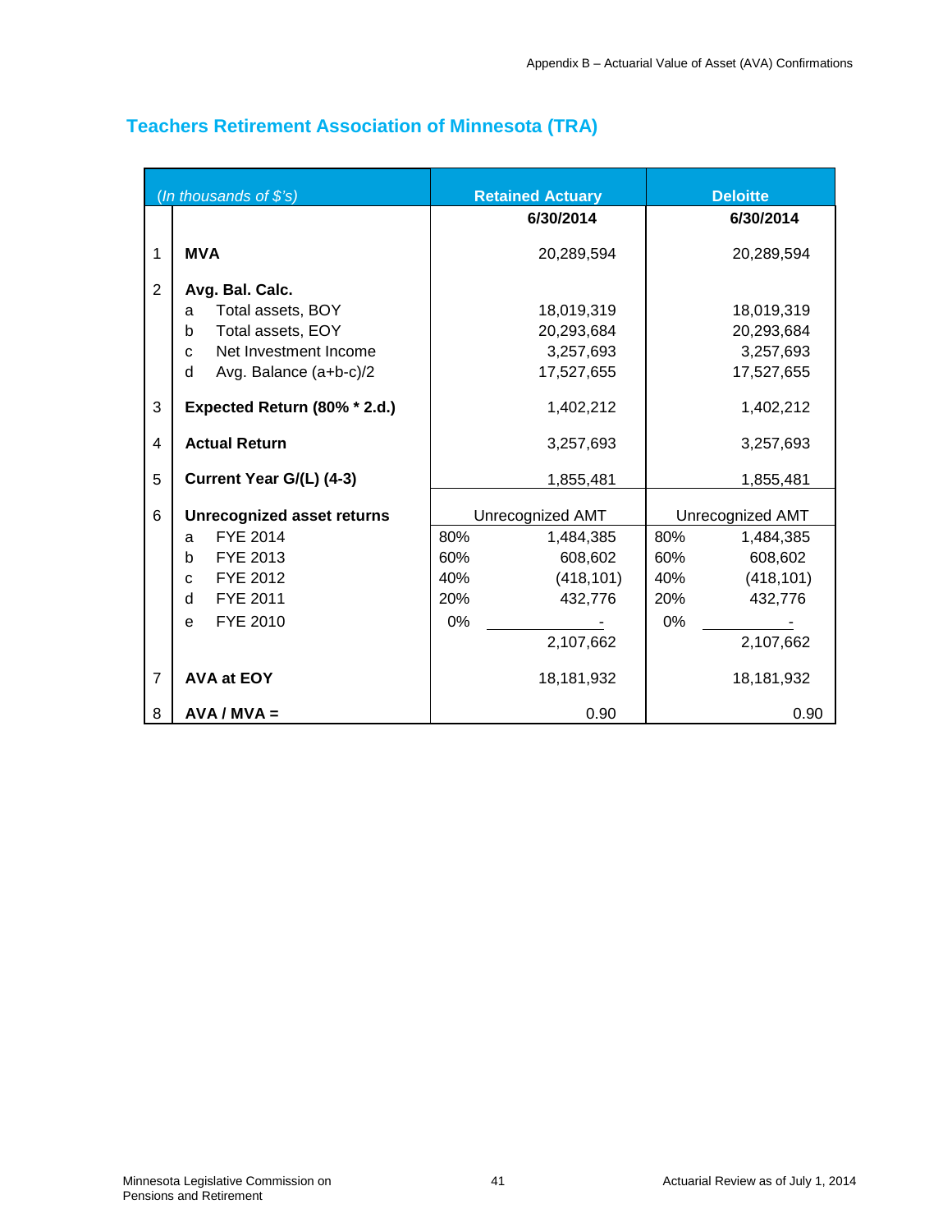## Teachers Retirement Association of Minnesota (TRA)

| | *(In thousands of $'s)* | Retained Actuary | | Deloitte | |
|---|---|---|---|---|---|
| | | | 6/30/2014 | | 6/30/2014 |
| 1 | **MVA** | | 20,289,594 | | 20,289,594 |
| 2 | **Avg. Bal. Calc.** | | | | |
| | a Total assets, BOY | | 18,019,319 | | 18,019,319 |
| | b Total assets, EOY | | 20,293,684 | | 20,293,684 |
| | c Net Investment Income | | 3,257,693 | | 3,257,693 |
| | d Avg. Balance (a+b-c)/2 | | 17,527,655 | | 17,527,655 |
| 3 | **Expected Return (80% * 2.d.)** | | 1,402,212 | | 1,402,212 |
| 4 | **Actual Return** | | 3,257,693 | | 3,257,693 |
| 5 | **Current Year G/(L) (4-3)** | | 1,855,481 | | 1,855,481 |
| 6 | **Unrecognized asset returns** | Unrecognized AMT | | Unrecognized AMT | |
| | a FYE 2014 | 80% | 1,484,385 | 80% | 1,484,385 |
| | b FYE 2013 | 60% | 608,602 | 60% | 608,602 |
| | c FYE 2012 | 40% | (418,101) | 40% | (418,101) |
| | d FYE 2011 | 20% | 432,776 | 20% | 432,776 |
| | e FYE 2010 | 0% | - | 0% | - |
| | | | 2,107,662 | | 2,107,662 |
| 7 | **AVA at EOY** | | 18,181,932 | | 18,181,932 |
| 8 | **AVA / MVA =** | | 0.90 | | 0.90 |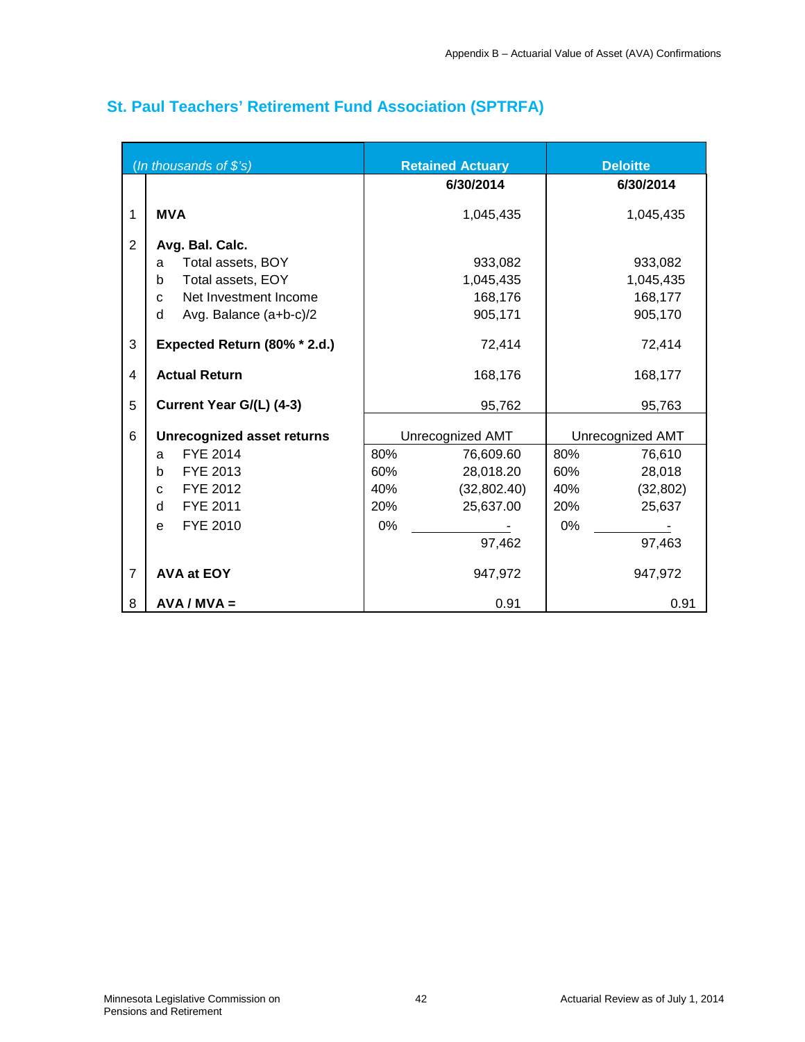## St. Paul Teachers' Retirement Fund Association (SPTRFA)

| | *(In thousands of $'s)* | Retained Actuary | | Deloitte | |
|---|---|---|---|---|---|
| | | | 6/30/2014 | | 6/30/2014 |
| 1 | **MVA** | | 1,045,435 | | 1,045,435 |
| 2 | **Avg. Bal. Calc.** | | | | |
| | a Total assets, BOY | | 933,082 | | 933,082 |
| | b Total assets, EOY | | 1,045,435 | | 1,045,435 |
| | c Net Investment Income | | 168,176 | | 168,177 |
| | d Avg. Balance (a+b-c)/2 | | 905,171 | | 905,170 |
| 3 | **Expected Return (80% * 2.d.)** | | 72,414 | | 72,414 |
| 4 | **Actual Return** | | 168,176 | | 168,177 |
| 5 | **Current Year G/(L) (4-3)** | | 95,762 | | 95,763 |
| 6 | **Unrecognized asset returns** | Unrecognized AMT | | Unrecognized AMT | |
| | a FYE 2014 | 80% | 76,609.60 | 80% | 76,610 |
| | b FYE 2013 | 60% | 28,018.20 | 60% | 28,018 |
| | c FYE 2012 | 40% | (32,802.40) | 40% | (32,802) |
| | d FYE 2011 | 20% | 25,637.00 | 20% | 25,637 |
| | e FYE 2010 | 0% | - | 0% | - |
| | | | 97,462 | | 97,463 |
| 7 | **AVA at EOY** | | 947,972 | | 947,972 |
| 8 | **AVA / MVA =** | | 0.91 | | 0.91 |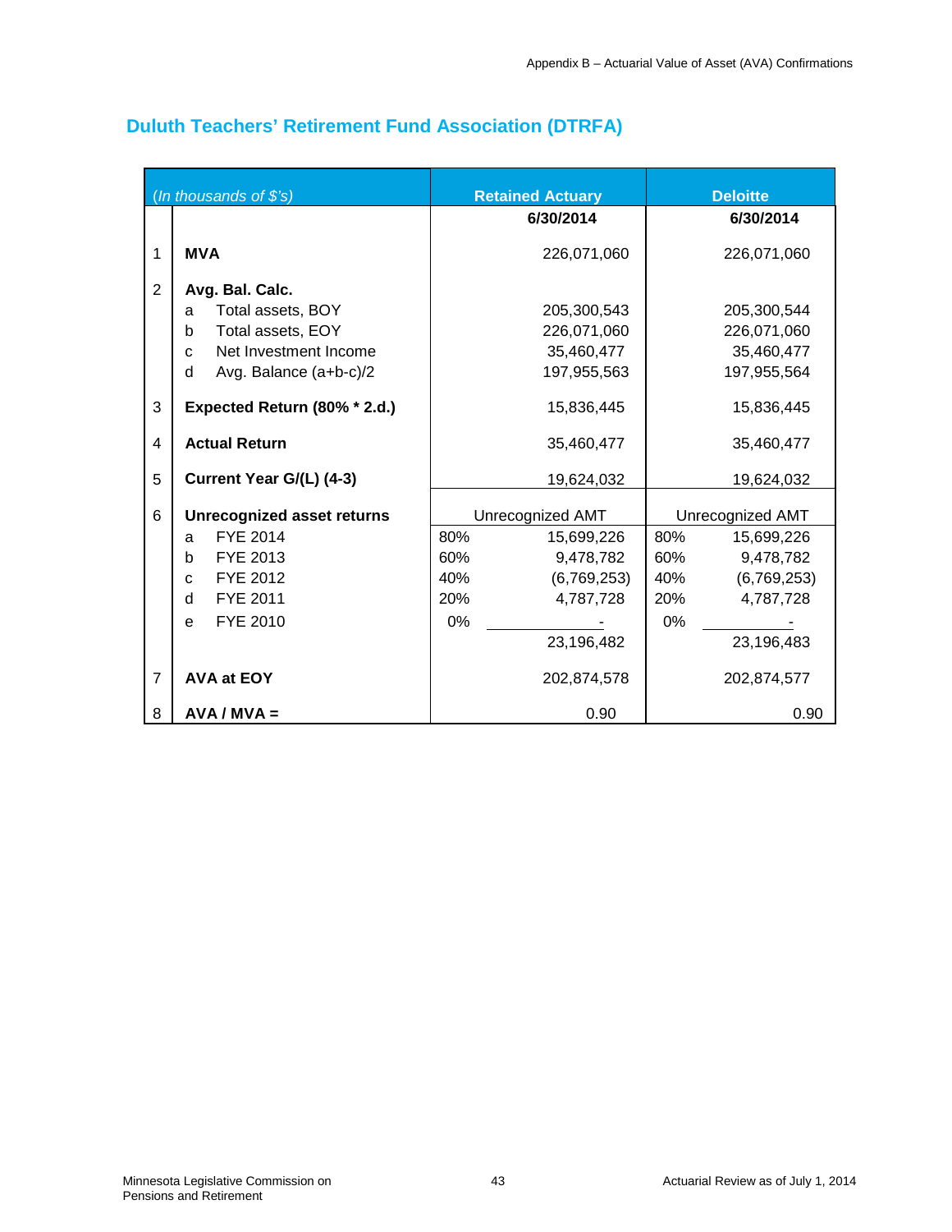## Duluth Teachers' Retirement Fund Association (DTRFA)

| | *(In thousands of $'s)* | Retained Actuary | | Deloitte | |
|---|---|---|---|---|---|
| | | | 6/30/2014 | | 6/30/2014 |
| 1 | **MVA** | | 226,071,060 | | 226,071,060 |
| 2 | **Avg. Bal. Calc.** | | | | |
| | a Total assets, BOY | | 205,300,543 | | 205,300,544 |
| | b Total assets, EOY | | 226,071,060 | | 226,071,060 |
| | c Net Investment Income | | 35,460,477 | | 35,460,477 |
| | d Avg. Balance (a+b-c)/2 | | 197,955,563 | | 197,955,564 |
| 3 | **Expected Return (80% * 2.d.)** | | 15,836,445 | | 15,836,445 |
| 4 | **Actual Return** | | 35,460,477 | | 35,460,477 |
| 5 | **Current Year G/(L) (4-3)** | | 19,624,032 | | 19,624,032 |
| 6 | **Unrecognized asset returns** | | Unrecognized AMT | | Unrecognized AMT |
| | a FYE 2014 | 80% | 15,699,226 | 80% | 15,699,226 |
| | b FYE 2013 | 60% | 9,478,782 | 60% | 9,478,782 |
| | c FYE 2012 | 40% | (6,769,253) | 40% | (6,769,253) |
| | d FYE 2011 | 20% | 4,787,728 | 20% | 4,787,728 |
| | e FYE 2010 | 0% | - | 0% | - |
| | | | 23,196,482 | | 23,196,483 |
| 7 | **AVA at EOY** | | 202,874,578 | | 202,874,577 |
| 8 | **AVA / MVA =** | | 0.90 | | 0.90 |